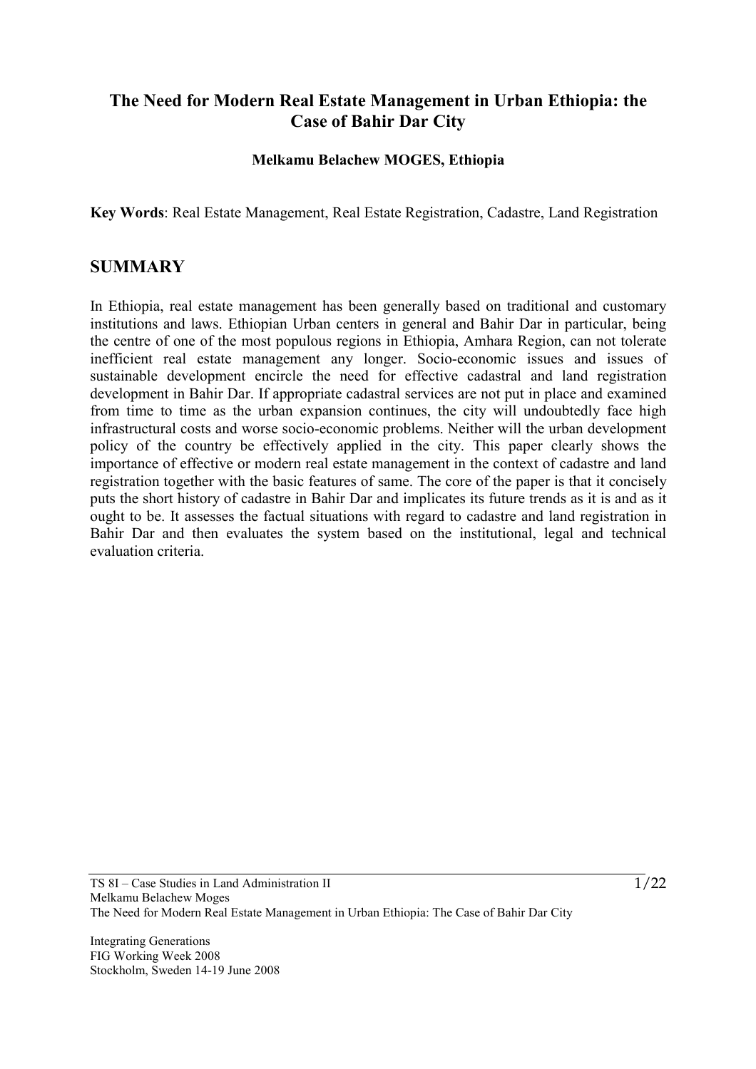# The Need for Modern Real Estate Management in Urban Ethiopia: the Case of Bahir Dar City

**Melkamu Belachew MOGES, Ethiopia**

**Key Words**: Real Estate Management, Real Estate Registration, Cadastre, Land Registration

## SUMMARY

In Ethiopia, real estate management has been generally based on traditional and customary institutions and laws. Ethiopian Urban centers in general and Bahir Dar in particular, being the centre of one of the most populous regions in Ethiopia, Amhara Region, can not tolerate inefficient real estate management any longer. Socio-economic issues and issues of sustainable development encircle the need for effective cadastral and land registration development in Bahir Dar. If appropriate cadastral services are not put in place and examined from time to time as the urban expansion continues, the city will undoubtedly face high infrastructural costs and worse socio-economic problems. Neither will the urban development policy of the country be effectively applied in the city. This paper clearly shows the importance of effective or modern real estate management in the context of cadastre and land registration together with the basic features of same. The core of the paper is that it concisely puts the short history of cadastre in Bahir Dar and implicates its future trends as it is and as it ought to be. It assesses the factual situations with regard to cadastre and land registration in Bahir Dar and then evaluates the system based on the institutional, legal and technical evaluation criteria.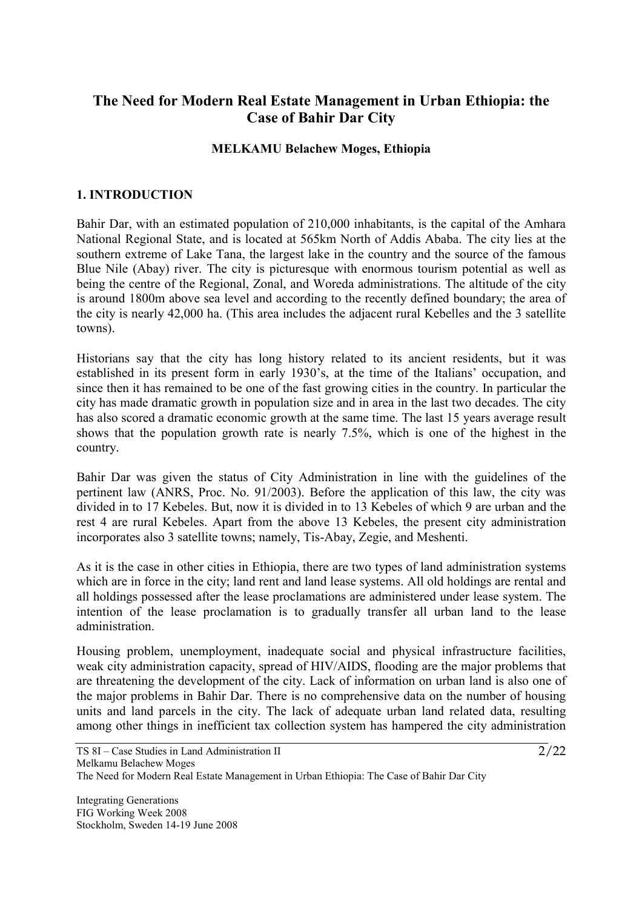# The Need for Modern Real Estate Management in Urban Ethiopia: the Case of Bahir Dar City

**MELKAMU Belachew Moges, Ethiopia**

## 1. INTRODUCTION

Bahir Dar, with an estimated population of 210,000 inhabitants, is the capital of the Amhara National Regional State, and is located at 565km North of Addis Ababa. The city lies at the southern extreme of Lake Tana, the largest lake in the country and the source of the famous Blue Nile (Abay) river. The city is picturesque with enormous tourism potential as well as being the centre of the Regional, Zonal, and Woreda administrations. The altitude of the city is around 1800m above sea level and according to the recently defined boundary; the area of the city is nearly 42,000 ha. (This area includes the adjacent rural Kebelles and the 3 satellite towns).

Historians say that the city has long history related to its ancient residents, but it was established in its present form in early 1930's, at the time of the Italians' occupation, and since then it has remained to be one of the fast growing cities in the country. In particular the city has made dramatic growth in population size and in area in the last two decades. The city has also scored a dramatic economic growth at the same time. The last 15 years average result shows that the population growth rate is nearly 7.5%, which is one of the highest in the country.

Bahir Dar was given the status of City Administration in line with the guidelines of the pertinent law (ANRS, Proc. No. 91/2003). Before the application of this law, the city was divided in to 17 Kebeles. But, now it is divided in to 13 Kebeles of which 9 are urban and the rest 4 are rural Kebeles. Apart from the above 13 Kebeles, the present city administration incorporates also 3 satellite towns; namely, Tis-Abay, Zegie, and Meshenti.

As it is the case in other cities in Ethiopia, there are two types of land administration systems which are in force in the city; land rent and land lease systems. All old holdings are rental and all holdings possessed after the lease proclamations are administered under lease system. The intention of the lease proclamation is to gradually transfer all urban land to the lease administration.

Housing problem, unemployment, inadequate social and physical infrastructure facilities, weak city administration capacity, spread of HIV/AIDS, flooding are the major problems that are threatening the development of the city. Lack of information on urban land is also one of the major problems in Bahir Dar. There is no comprehensive data on the number of housing units and land parcels in the city. The lack of adequate urban land related data, resulting among other things in inefficient tax collection system has hampered the city administration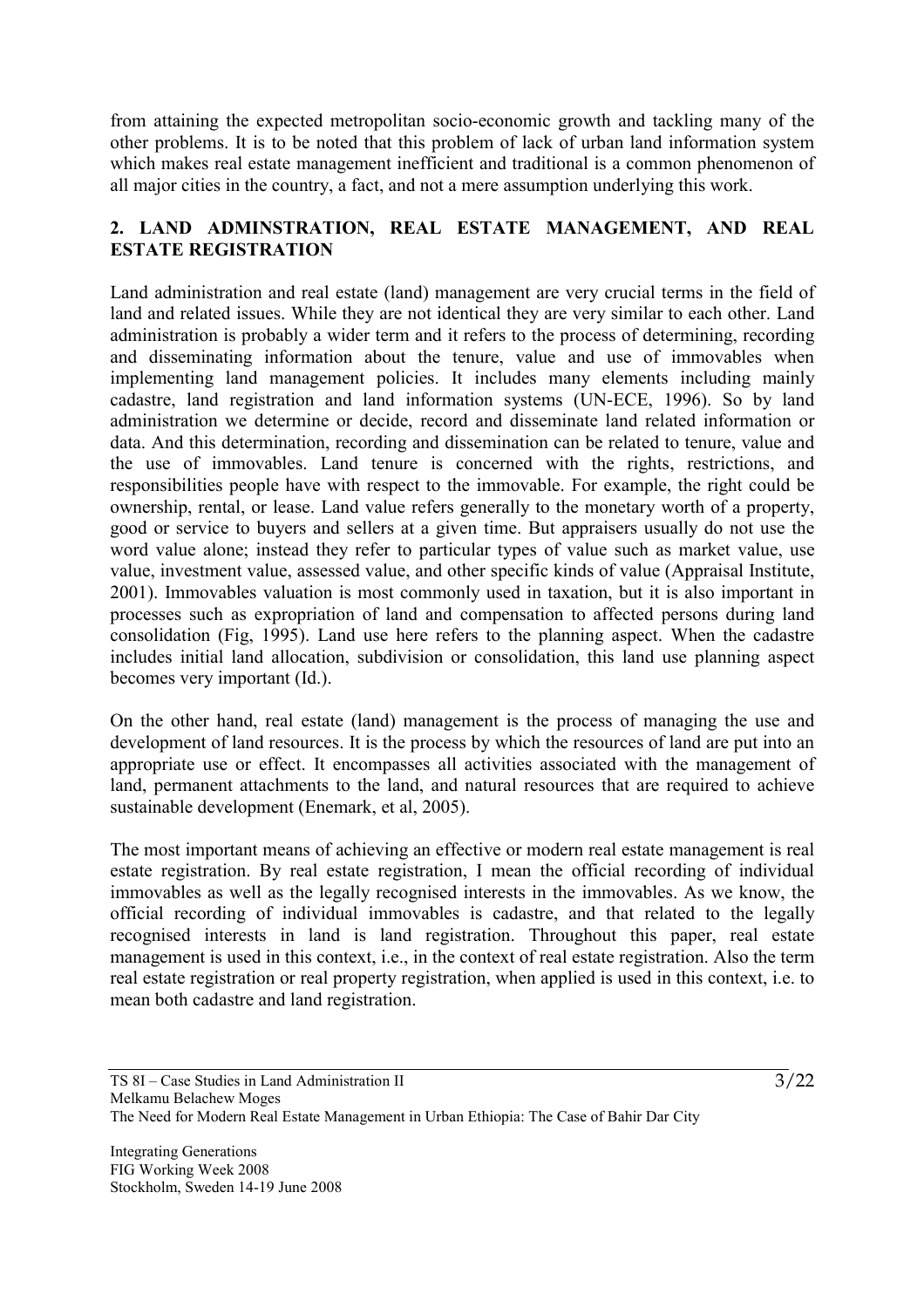from attaining the expected metropolitan socio-economic growth and tackling many of the other problems. It is to be noted that this problem of lack of urban land information system which makes real estate management inefficient and traditional is a common phenomenon of all major cities in the country, a fact, and not a mere assumption underlying this work.

## 2. LAND ADMINSTRATION, REAL ESTATE MANAGEMENT, AND REAL ESTATE REGISTRATION

Land administration and real estate (land) management are very crucial terms in the field of land and related issues. While they are not identical they are very similar to each other. Land administration is probably a wider term and it refers to the process of determining, recording and disseminating information about the tenure, value and use of immovables when implementing land management policies. It includes many elements including mainly cadastre, land registration and land information systems (UN-ECE, 1996). So by land administration we determine or decide, record and disseminate land related information or data. And this determination, recording and dissemination can be related to tenure, value and the use of immovables. Land tenure is concerned with the rights, restrictions, and responsibilities people have with respect to the immovable. For example, the right could be ownership, rental, or lease. Land value refers generally to the monetary worth of a property, good or service to buyers and sellers at a given time. But appraisers usually do not use the word value alone; instead they refer to particular types of value such as market value, use value, investment value, assessed value, and other specific kinds of value (Appraisal Institute, 2001). Immovables valuation is most commonly used in taxation, but it is also important in processes such as expropriation of land and compensation to affected persons during land consolidation (Fig, 1995). Land use here refers to the planning aspect. When the cadastre includes initial land allocation, subdivision or consolidation, this land use planning aspect becomes very important (Id.).

On the other hand, real estate (land) management is the process of managing the use and development of land resources. It is the process by which the resources of land are put into an appropriate use or effect. It encompasses all activities associated with the management of land, permanent attachments to the land, and natural resources that are required to achieve sustainable development (Enemark, et al, 2005).

The most important means of achieving an effective or modern real estate management is real estate registration. By real estate registration, I mean the official recording of individual immovables as well as the legally recognised interests in the immovables. As we know, the official recording of individual immovables is cadastre, and that related to the legally recognised interests in land is land registration. Throughout this paper, real estate management is used in this context, i.e., in the context of real estate registration. Also the term real estate registration or real property registration, when applied is used in this context, i.e. to mean both cadastre and land registration.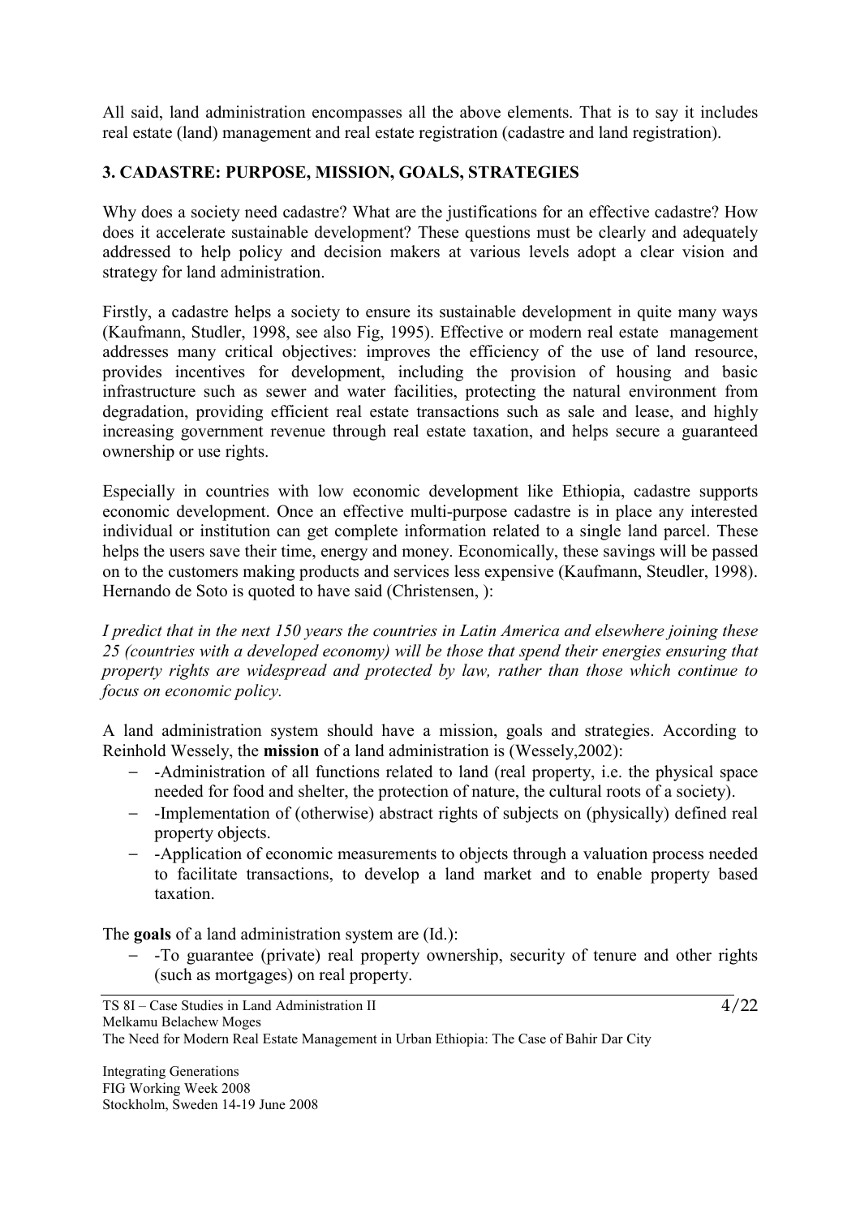All said, land administration encompasses all the above elements. That is to say it includes real estate (land) management and real estate registration (cadastre and land registration).

## 3. CADASTRE: PURPOSE, MISSION, GOALS, STRATEGIES

Why does a society need cadastre? What are the justifications for an effective cadastre? How does it accelerate sustainable development? These questions must be clearly and adequately addressed to help policy and decision makers at various levels adopt a clear vision and strategy for land administration.

Firstly, a cadastre helps a society to ensure its sustainable development in quite many ways (Kaufmann, Studler, 1998, see also Fig, 1995). Effective or modern real estate management addresses many critical objectives: improves the efficiency of the use of land resource, provides incentives for development, including the provision of housing and basic infrastructure such as sewer and water facilities, protecting the natural environment from degradation, providing efficient real estate transactions such as sale and lease, and highly increasing government revenue through real estate taxation, and helps secure a guaranteed ownership or use rights.

Especially in countries with low economic development like Ethiopia, cadastre supports economic development. Once an effective multi-purpose cadastre is in place any interested individual or institution can get complete information related to a single land parcel. These helps the users save their time, energy and money. Economically, these savings will be passed on to the customers making products and services less expensive (Kaufmann, Steudler, 1998). Hernando de Soto is quoted to have said (Christensen, ):

*I predict that in the next 150 years the countries in Latin America and elsewhere joining these 25 (countries with a developed economy) will be those that spend their energies ensuring that property rights are widespread and protected by law, rather than those which continue to focus on economic policy.*

A land administration system should have a mission, goals and strategies. According to Reinhold Wessely, the **mission** of a land administration is (Wessely,2002):

- -Administration of all functions related to land (real property, i.e. the physical space needed for food and shelter, the protection of nature, the cultural roots of a society).
- -Implementation of (otherwise) abstract rights of subjects on (physically) defined real property objects.
- -Application of economic measurements to objects through a valuation process needed to facilitate transactions, to develop a land market and to enable property based taxation.

The **goals** of a land administration system are (Id.):

- -To guarantee (private) real property ownership, security of tenure and other rights (such as mortgages) on real property.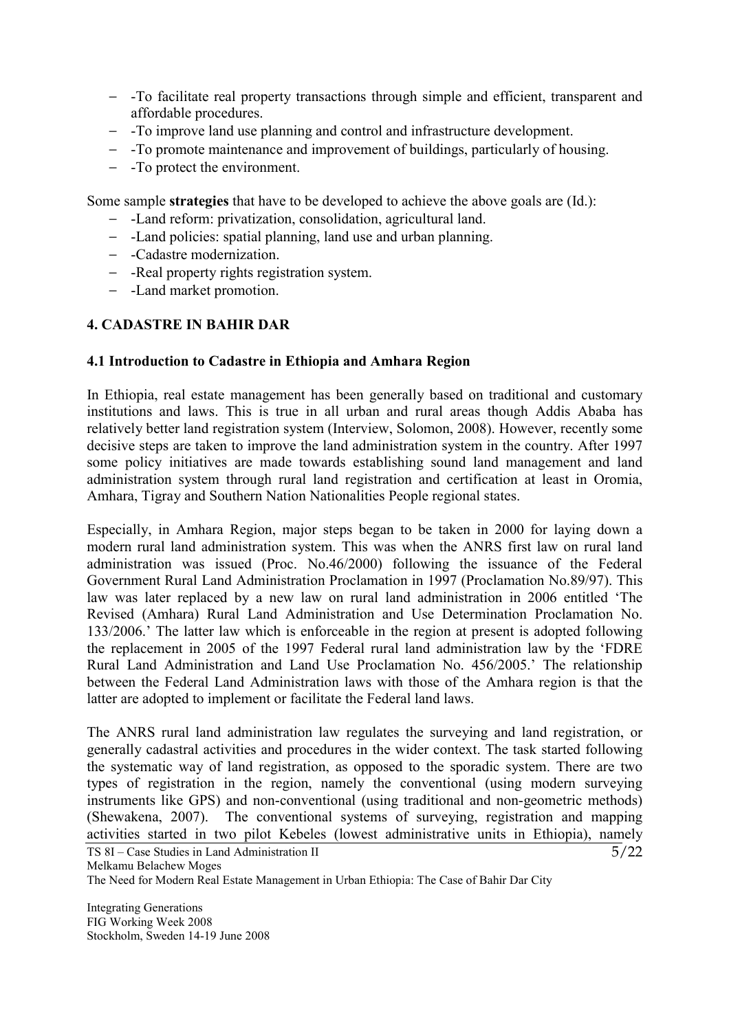- -To facilitate real property transactions through simple and efficient, transparent and affordable procedures.
- -To improve land use planning and control and infrastructure development.
- -To promote maintenance and improvement of buildings, particularly of housing.
- -To protect the environment.

Some sample **strategies** that have to be developed to achieve the above goals are (Id.):

- -Land reform: privatization, consolidation, agricultural land.
- -Land policies: spatial planning, land use and urban planning.
- -Cadastre modernization.
- -Real property rights registration system.
- -Land market promotion.

## 4. CADASTRE IN BAHIR DAR

### 4.1 Introduction to Cadastre in Ethiopia and Amhara Region

In Ethiopia, real estate management has been generally based on traditional and customary institutions and laws. This is true in all urban and rural areas though Addis Ababa has relatively better land registration system (Interview, Solomon, 2008). However, recently some decisive steps are taken to improve the land administration system in the country. After 1997 some policy initiatives are made towards establishing sound land management and land administration system through rural land registration and certification at least in Oromia, Amhara, Tigray and Southern Nation Nationalities People regional states.

Especially, in Amhara Region, major steps began to be taken in 2000 for laying down a modern rural land administration system. This was when the ANRS first law on rural land administration was issued (Proc. No.46/2000) following the issuance of the Federal Government Rural Land Administration Proclamation in 1997 (Proclamation No.89/97). This law was later replaced by a new law on rural land administration in 2006 entitled 'The Revised (Amhara) Rural Land Administration and Use Determination Proclamation No. 133/2006.' The latter law which is enforceable in the region at present is adopted following the replacement in 2005 of the 1997 Federal rural land administration law by the 'FDRE Rural Land Administration and Land Use Proclamation No. 456/2005.' The relationship between the Federal Land Administration laws with those of the Amhara region is that the latter are adopted to implement or facilitate the Federal land laws.

The ANRS rural land administration law regulates the surveying and land registration, or generally cadastral activities and procedures in the wider context. The task started following the systematic way of land registration, as opposed to the sporadic system. There are two types of registration in the region, namely the conventional (using modern surveying instruments like GPS) and non-conventional (using traditional and non-geometric methods) (Shewakena, 2007). The conventional systems of surveying, registration and mapping activities started in two pilot Kebeles (lowest administrative units in Ethiopia), namely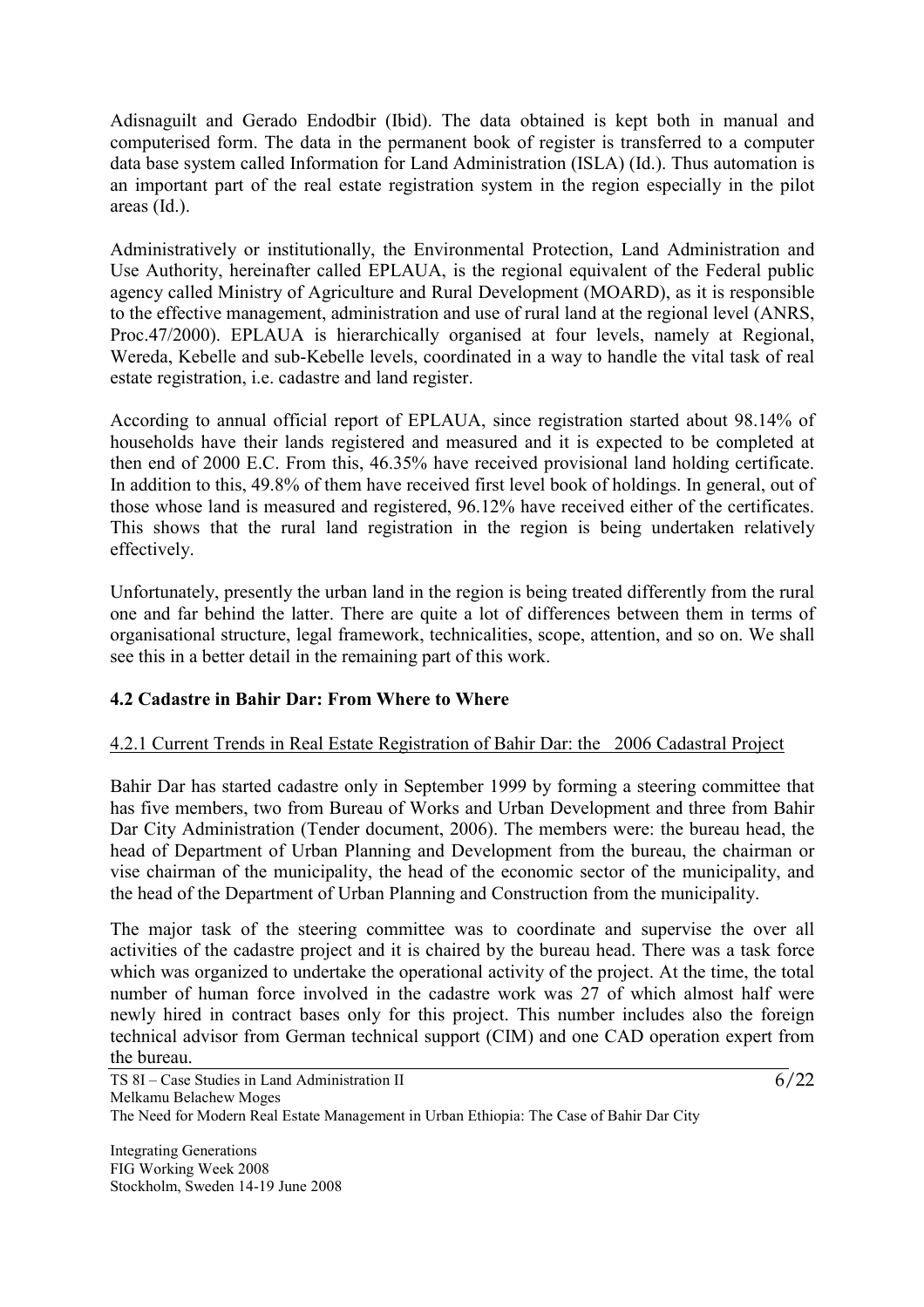Adisnaguilt and Gerado Endodbir (Ibid). The data obtained is kept both in manual and computerised form. The data in the permanent book of register is transferred to a computer data base system called Information for Land Administration (ISLA) (Id.). Thus automation is an important part of the real estate registration system in the region especially in the pilot areas (Id.).

Administratively or institutionally, the Environmental Protection, Land Administration and Use Authority, hereinafter called EPLAUA, is the regional equivalent of the Federal public agency called Ministry of Agriculture and Rural Development (MOARD), as it is responsible to the effective management, administration and use of rural land at the regional level (ANRS, Proc.47/2000). EPLAUA is hierarchically organised at four levels, namely at Regional, Wereda, Kebelle and sub-Kebelle levels, coordinated in a way to handle the vital task of real estate registration, i.e. cadastre and land register.

According to annual official report of EPLAUA, since registration started about 98.14% of households have their lands registered and measured and it is expected to be completed at then end of 2000 E.C. From this, 46.35% have received provisional land holding certificate. In addition to this, 49.8% of them have received first level book of holdings. In general, out of those whose land is measured and registered, 96.12% have received either of the certificates. This shows that the rural land registration in the region is being undertaken relatively effectively.

Unfortunately, presently the urban land in the region is being treated differently from the rural one and far behind the latter. There are quite a lot of differences between them in terms of organisational structure, legal framework, technicalities, scope, attention, and so on. We shall see this in a better detail in the remaining part of this work.

## 4.2 Cadastre in Bahir Dar: From Where to Where

### 4.2.1 Current Trends in Real Estate Registration of Bahir Dar: the 2006 Cadastral Project

Bahir Dar has started cadastre only in September 1999 by forming a steering committee that has five members, two from Bureau of Works and Urban Development and three from Bahir Dar City Administration (Tender document, 2006). The members were: the bureau head, the head of Department of Urban Planning and Development from the bureau, the chairman or vise chairman of the municipality, the head of the economic sector of the municipality, and the head of the Department of Urban Planning and Construction from the municipality.

The major task of the steering committee was to coordinate and supervise the over all activities of the cadastre project and it is chaired by the bureau head. There was a task force which was organized to undertake the operational activity of the project. At the time, the total number of human force involved in the cadastre work was 27 of which almost half were newly hired in contract bases only for this project. This number includes also the foreign technical advisor from German technical support (CIM) and one CAD operation expert from the bureau.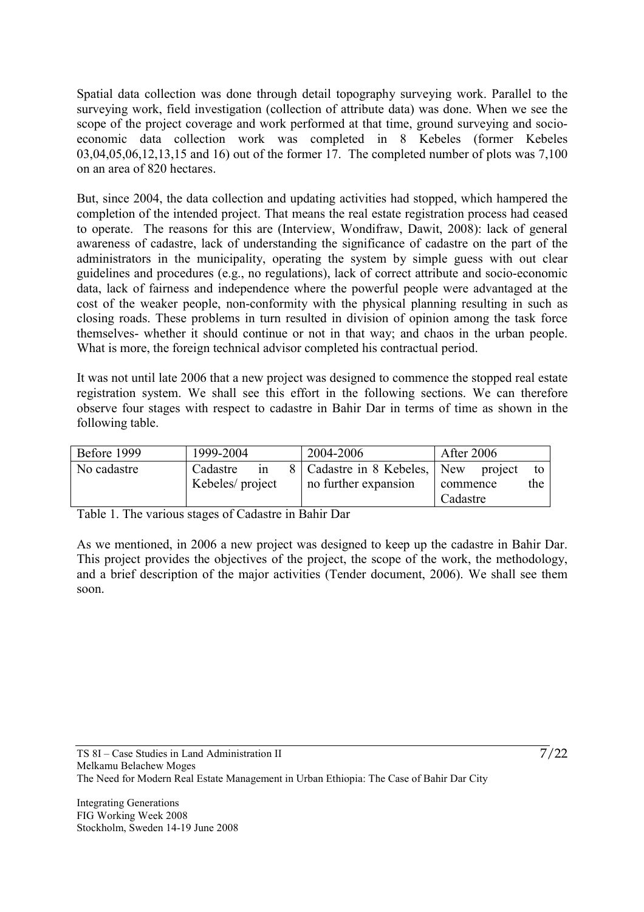Spatial data collection was done through detail topography surveying work. Parallel to the surveying work, field investigation (collection of attribute data) was done. When we see the scope of the project coverage and work performed at that time, ground surveying and socio-economic data collection work was completed in 8 Kebeles (former Kebeles 03,04,05,06,12,13,15 and 16) out of the former 17. The completed number of plots was 7,100 on an area of 820 hectares.

But, since 2004, the data collection and updating activities had stopped, which hampered the completion of the intended project. That means the real estate registration process had ceased to operate. The reasons for this are (Interview, Wondifraw, Dawit, 2008): lack of general awareness of cadastre, lack of understanding the significance of cadastre on the part of the administrators in the municipality, operating the system by simple guess with out clear guidelines and procedures (e.g., no regulations), lack of correct attribute and socio-economic data, lack of fairness and independence where the powerful people were advantaged at the cost of the weaker people, non-conformity with the physical planning resulting in such as closing roads. These problems in turn resulted in division of opinion among the task force themselves- whether it should continue or not in that way; and chaos in the urban people. What is more, the foreign technical advisor completed his contractual period.

It was not until late 2006 that a new project was designed to commence the stopped real estate registration system. We shall see this effort in the following sections. We can therefore observe four stages with respect to cadastre in Bahir Dar in terms of time as shown in the following table.

| Before 1999 | 1999-2004 | 2004-2006 | After 2006 |
| --- | --- | --- | --- |
| No cadastre | Cadastre in 8 Kebeles/ project | Cadastre in 8 Kebeles, no further expansion | New project to commence the Cadastre |

Table 1. The various stages of Cadastre in Bahir Dar

As we mentioned, in 2006 a new project was designed to keep up the cadastre in Bahir Dar. This project provides the objectives of the project, the scope of the work, the methodology, and a brief description of the major activities (Tender document, 2006). We shall see them soon.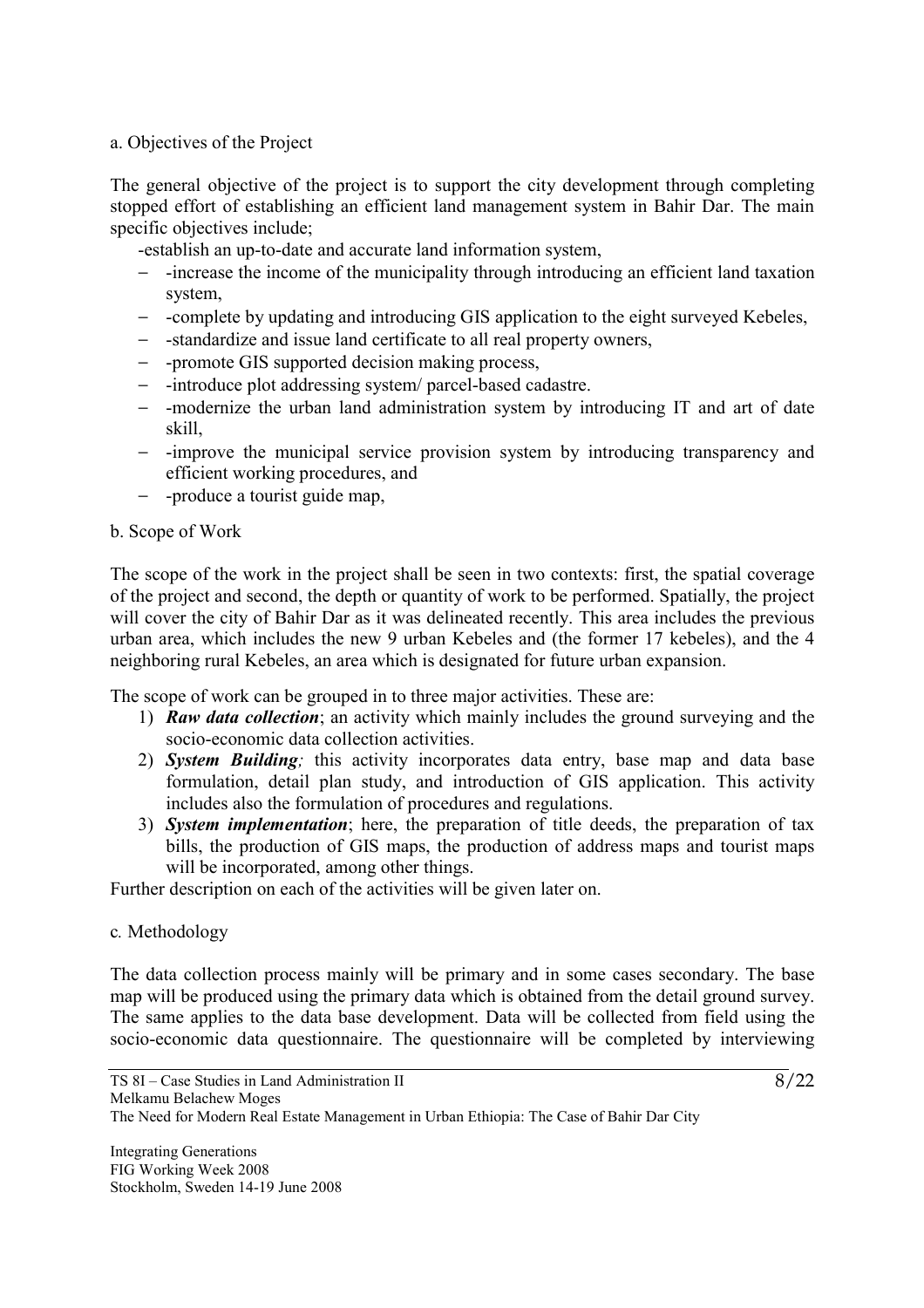a. Objectives of the Project

The general objective of the project is to support the city development through completing stopped effort of establishing an efficient land management system in Bahir Dar. The main specific objectives include;

-establish an up-to-date and accurate land information system,

- -increase the income of the municipality through introducing an efficient land taxation system,
- -complete by updating and introducing GIS application to the eight surveyed Kebeles,
- -standardize and issue land certificate to all real property owners,
- -promote GIS supported decision making process,
- -introduce plot addressing system/ parcel-based cadastre.
- -modernize the urban land administration system by introducing IT and art of date skill,
- -improve the municipal service provision system by introducing transparency and efficient working procedures, and
- -produce a tourist guide map,

b. Scope of Work

The scope of the work in the project shall be seen in two contexts: first, the spatial coverage of the project and second, the depth or quantity of work to be performed. Spatially, the project will cover the city of Bahir Dar as it was delineated recently. This area includes the previous urban area, which includes the new 9 urban Kebeles and (the former 17 kebeles), and the 4 neighboring rural Kebeles, an area which is designated for future urban expansion.

The scope of work can be grouped in to three major activities. These are:

1) ***Raw data collection***; an activity which mainly includes the ground surveying and the socio-economic data collection activities.
2) ***System Building****;* this activity incorporates data entry, base map and data base formulation, detail plan study, and introduction of GIS application. This activity includes also the formulation of procedures and regulations.
3) ***System implementation***; here, the preparation of title deeds, the preparation of tax bills, the production of GIS maps, the production of address maps and tourist maps will be incorporated, among other things.

Further description on each of the activities will be given later on.

c. Methodology

The data collection process mainly will be primary and in some cases secondary. The base map will be produced using the primary data which is obtained from the detail ground survey. The same applies to the data base development. Data will be collected from field using the socio-economic data questionnaire. The questionnaire will be completed by interviewing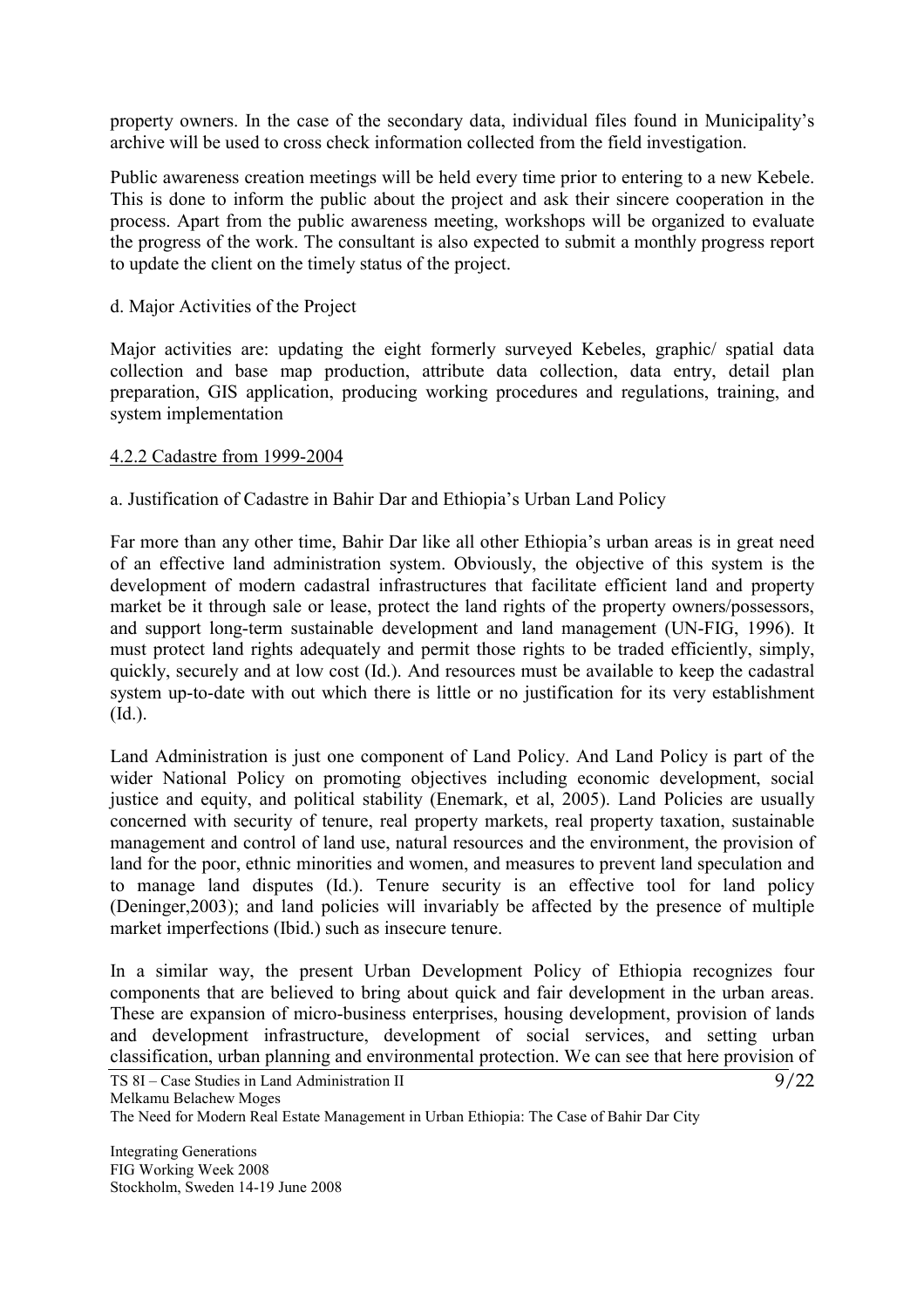property owners. In the case of the secondary data, individual files found in Municipality's archive will be used to cross check information collected from the field investigation.

Public awareness creation meetings will be held every time prior to entering to a new Kebele. This is done to inform the public about the project and ask their sincere cooperation in the process. Apart from the public awareness meeting, workshops will be organized to evaluate the progress of the work. The consultant is also expected to submit a monthly progress report to update the client on the timely status of the project.

d. Major Activities of the Project

Major activities are: updating the eight formerly surveyed Kebeles, graphic/ spatial data collection and base map production, attribute data collection, data entry, detail plan preparation, GIS application, producing working procedures and regulations, training, and system implementation

#### 4.2.2 Cadastre from 1999-2004

a. Justification of Cadastre in Bahir Dar and Ethiopia's Urban Land Policy

Far more than any other time, Bahir Dar like all other Ethiopia's urban areas is in great need of an effective land administration system. Obviously, the objective of this system is the development of modern cadastral infrastructures that facilitate efficient land and property market be it through sale or lease, protect the land rights of the property owners/possessors, and support long-term sustainable development and land management (UN-FIG, 1996). It must protect land rights adequately and permit those rights to be traded efficiently, simply, quickly, securely and at low cost (Id.). And resources must be available to keep the cadastral system up-to-date with out which there is little or no justification for its very establishment (Id.).

Land Administration is just one component of Land Policy. And Land Policy is part of the wider National Policy on promoting objectives including economic development, social justice and equity, and political stability (Enemark, et al, 2005). Land Policies are usually concerned with security of tenure, real property markets, real property taxation, sustainable management and control of land use, natural resources and the environment, the provision of land for the poor, ethnic minorities and women, and measures to prevent land speculation and to manage land disputes (Id.). Tenure security is an effective tool for land policy (Deninger,2003); and land policies will invariably be affected by the presence of multiple market imperfections (Ibid.) such as insecure tenure.

In a similar way, the present Urban Development Policy of Ethiopia recognizes four components that are believed to bring about quick and fair development in the urban areas. These are expansion of micro-business enterprises, housing development, provision of lands and development infrastructure, development of social services, and setting urban classification, urban planning and environmental protection. We can see that here provision of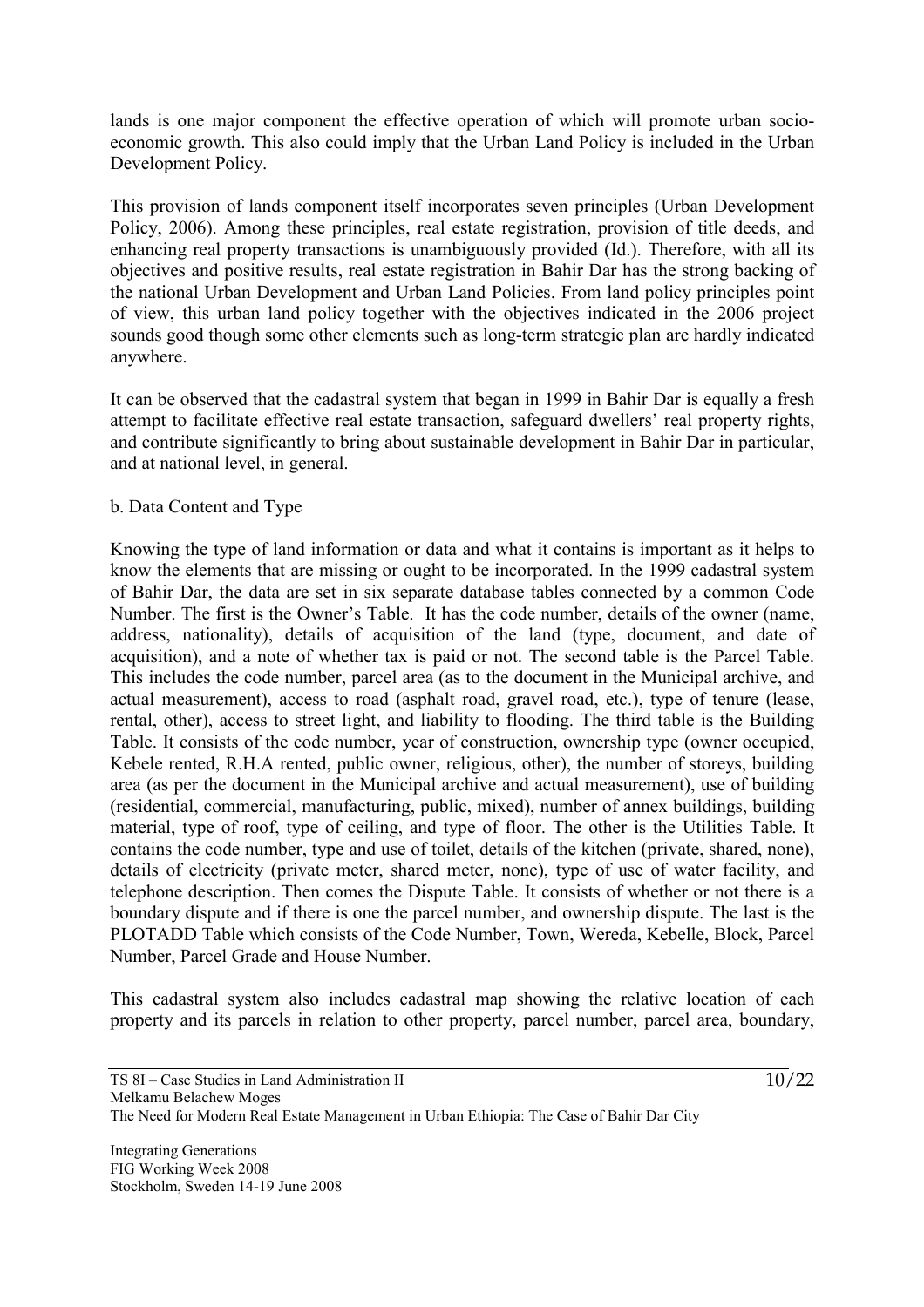lands is one major component the effective operation of which will promote urban socio-economic growth. This also could imply that the Urban Land Policy is included in the Urban Development Policy.

This provision of lands component itself incorporates seven principles (Urban Development Policy, 2006). Among these principles, real estate registration, provision of title deeds, and enhancing real property transactions is unambiguously provided (Id.). Therefore, with all its objectives and positive results, real estate registration in Bahir Dar has the strong backing of the national Urban Development and Urban Land Policies. From land policy principles point of view, this urban land policy together with the objectives indicated in the 2006 project sounds good though some other elements such as long-term strategic plan are hardly indicated anywhere.

It can be observed that the cadastral system that began in 1999 in Bahir Dar is equally a fresh attempt to facilitate effective real estate transaction, safeguard dwellers' real property rights, and contribute significantly to bring about sustainable development in Bahir Dar in particular, and at national level, in general.

b. Data Content and Type

Knowing the type of land information or data and what it contains is important as it helps to know the elements that are missing or ought to be incorporated. In the 1999 cadastral system of Bahir Dar, the data are set in six separate database tables connected by a common Code Number. The first is the Owner's Table. It has the code number, details of the owner (name, address, nationality), details of acquisition of the land (type, document, and date of acquisition), and a note of whether tax is paid or not. The second table is the Parcel Table. This includes the code number, parcel area (as to the document in the Municipal archive, and actual measurement), access to road (asphalt road, gravel road, etc.), type of tenure (lease, rental, other), access to street light, and liability to flooding. The third table is the Building Table. It consists of the code number, year of construction, ownership type (owner occupied, Kebele rented, R.H.A rented, public owner, religious, other), the number of storeys, building area (as per the document in the Municipal archive and actual measurement), use of building (residential, commercial, manufacturing, public, mixed), number of annex buildings, building material, type of roof, type of ceiling, and type of floor. The other is the Utilities Table. It contains the code number, type and use of toilet, details of the kitchen (private, shared, none), details of electricity (private meter, shared meter, none), type of use of water facility, and telephone description. Then comes the Dispute Table. It consists of whether or not there is a boundary dispute and if there is one the parcel number, and ownership dispute. The last is the PLOTADD Table which consists of the Code Number, Town, Wereda, Kebelle, Block, Parcel Number, Parcel Grade and House Number.

This cadastral system also includes cadastral map showing the relative location of each property and its parcels in relation to other property, parcel number, parcel area, boundary,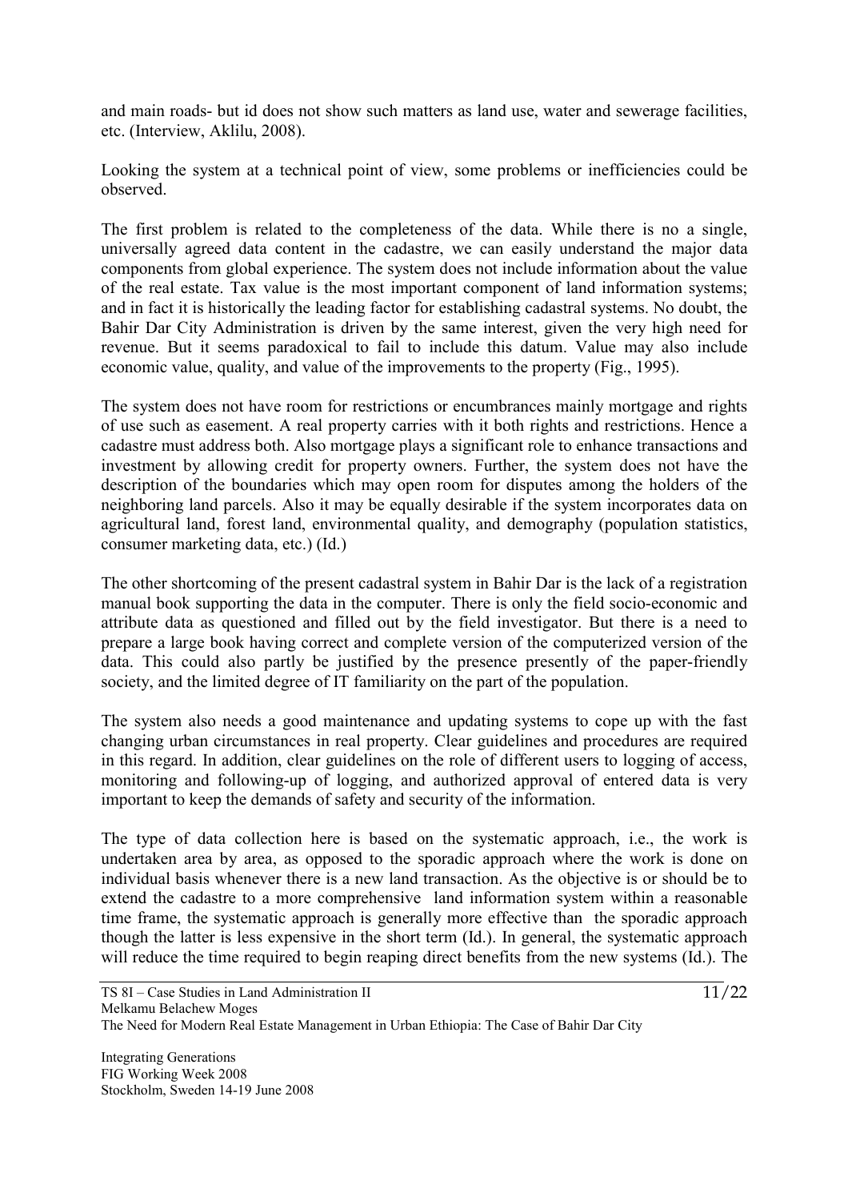and main roads- but id does not show such matters as land use, water and sewerage facilities, etc. (Interview, Aklilu, 2008).

Looking the system at a technical point of view, some problems or inefficiencies could be observed.

The first problem is related to the completeness of the data. While there is no a single, universally agreed data content in the cadastre, we can easily understand the major data components from global experience. The system does not include information about the value of the real estate. Tax value is the most important component of land information systems; and in fact it is historically the leading factor for establishing cadastral systems. No doubt, the Bahir Dar City Administration is driven by the same interest, given the very high need for revenue. But it seems paradoxical to fail to include this datum. Value may also include economic value, quality, and value of the improvements to the property (Fig., 1995).

The system does not have room for restrictions or encumbrances mainly mortgage and rights of use such as easement. A real property carries with it both rights and restrictions. Hence a cadastre must address both. Also mortgage plays a significant role to enhance transactions and investment by allowing credit for property owners. Further, the system does not have the description of the boundaries which may open room for disputes among the holders of the neighboring land parcels. Also it may be equally desirable if the system incorporates data on agricultural land, forest land, environmental quality, and demography (population statistics, consumer marketing data, etc.) (Id.)

The other shortcoming of the present cadastral system in Bahir Dar is the lack of a registration manual book supporting the data in the computer. There is only the field socio-economic and attribute data as questioned and filled out by the field investigator. But there is a need to prepare a large book having correct and complete version of the computerized version of the data. This could also partly be justified by the presence presently of the paper-friendly society, and the limited degree of IT familiarity on the part of the population.

The system also needs a good maintenance and updating systems to cope up with the fast changing urban circumstances in real property. Clear guidelines and procedures are required in this regard. In addition, clear guidelines on the role of different users to logging of access, monitoring and following-up of logging, and authorized approval of entered data is very important to keep the demands of safety and security of the information.

The type of data collection here is based on the systematic approach, i.e., the work is undertaken area by area, as opposed to the sporadic approach where the work is done on individual basis whenever there is a new land transaction. As the objective is or should be to extend the cadastre to a more comprehensive land information system within a reasonable time frame, the systematic approach is generally more effective than the sporadic approach though the latter is less expensive in the short term (Id.). In general, the systematic approach will reduce the time required to begin reaping direct benefits from the new systems (Id.). The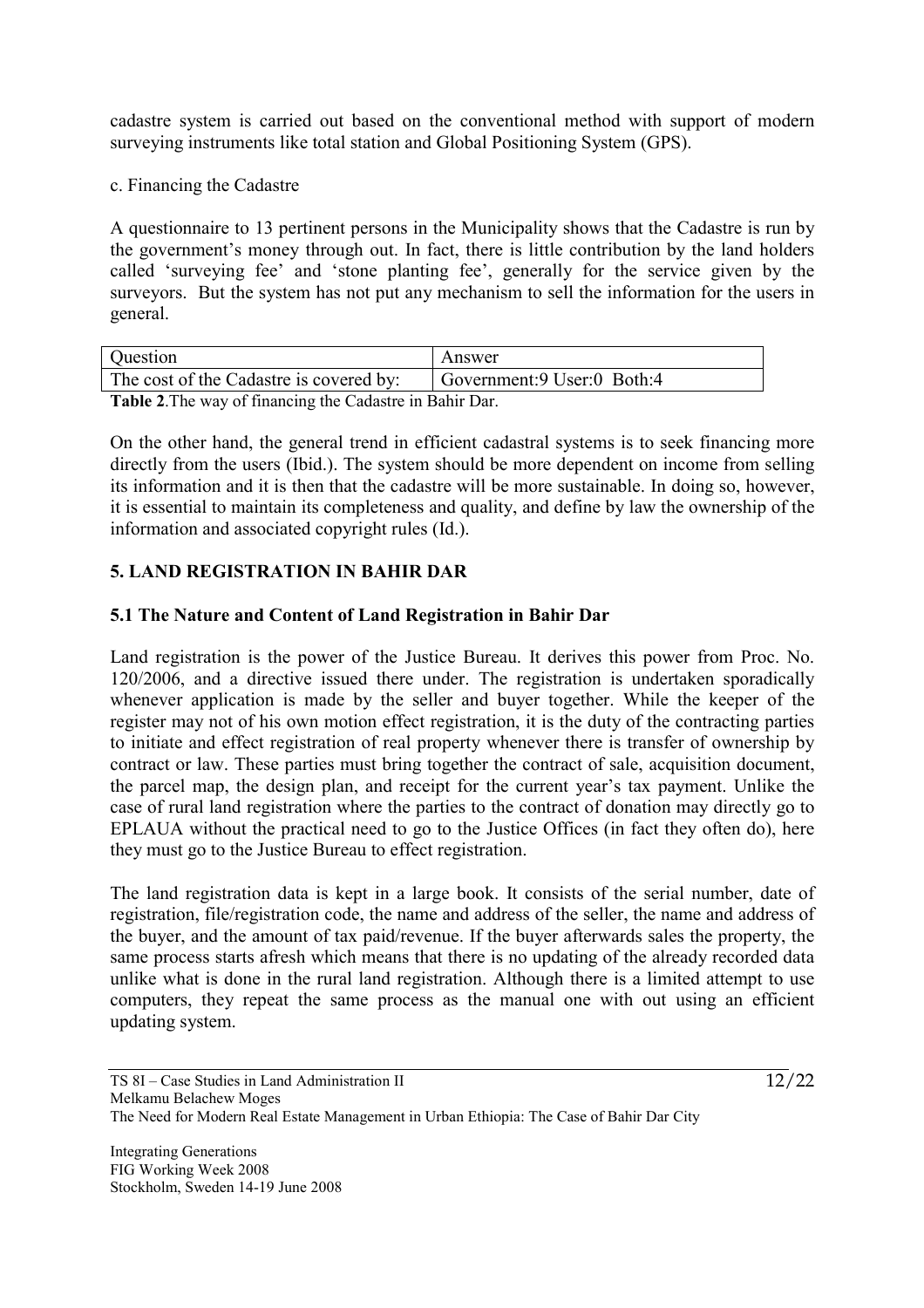cadastre system is carried out based on the conventional method with support of modern surveying instruments like total station and Global Positioning System (GPS).

c. Financing the Cadastre

A questionnaire to 13 pertinent persons in the Municipality shows that the Cadastre is run by the government's money through out. In fact, there is little contribution by the land holders called 'surveying fee' and 'stone planting fee', generally for the service given by the surveyors. But the system has not put any mechanism to sell the information for the users in general.

| Question | Answer |
|---|---|
| The cost of the Cadastre is covered by: | Government:9 User:0 Both:4 |

**Table 2**.The way of financing the Cadastre in Bahir Dar.

On the other hand, the general trend in efficient cadastral systems is to seek financing more directly from the users (Ibid.). The system should be more dependent on income from selling its information and it is then that the cadastre will be more sustainable. In doing so, however, it is essential to maintain its completeness and quality, and define by law the ownership of the information and associated copyright rules (Id.).

## 5. LAND REGISTRATION IN BAHIR DAR

### 5.1 The Nature and Content of Land Registration in Bahir Dar

Land registration is the power of the Justice Bureau. It derives this power from Proc. No. 120/2006, and a directive issued there under. The registration is undertaken sporadically whenever application is made by the seller and buyer together. While the keeper of the register may not of his own motion effect registration, it is the duty of the contracting parties to initiate and effect registration of real property whenever there is transfer of ownership by contract or law. These parties must bring together the contract of sale, acquisition document, the parcel map, the design plan, and receipt for the current year's tax payment. Unlike the case of rural land registration where the parties to the contract of donation may directly go to EPLAUA without the practical need to go to the Justice Offices (in fact they often do), here they must go to the Justice Bureau to effect registration.

The land registration data is kept in a large book. It consists of the serial number, date of registration, file/registration code, the name and address of the seller, the name and address of the buyer, and the amount of tax paid/revenue. If the buyer afterwards sales the property, the same process starts afresh which means that there is no updating of the already recorded data unlike what is done in the rural land registration. Although there is a limited attempt to use computers, they repeat the same process as the manual one with out using an efficient updating system.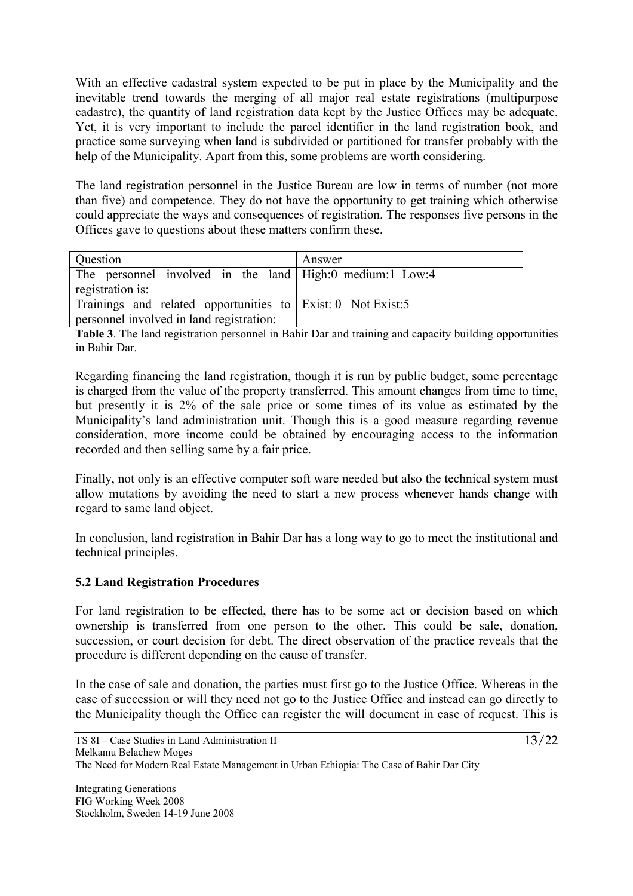With an effective cadastral system expected to be put in place by the Municipality and the inevitable trend towards the merging of all major real estate registrations (multipurpose cadastre), the quantity of land registration data kept by the Justice Offices may be adequate. Yet, it is very important to include the parcel identifier in the land registration book, and practice some surveying when land is subdivided or partitioned for transfer probably with the help of the Municipality. Apart from this, some problems are worth considering.

The land registration personnel in the Justice Bureau are low in terms of number (not more than five) and competence. They do not have the opportunity to get training which otherwise could appreciate the ways and consequences of registration. The responses five persons in the Offices gave to questions about these matters confirm these.

| Question | Answer |
| --- | --- |
| The personnel involved in the land registration is: | High:0 medium:1 Low:4 |
| Trainings and related opportunities to personnel involved in land registration: | Exist: 0 Not Exist:5 |

**Table 3**. The land registration personnel in Bahir Dar and training and capacity building opportunities in Bahir Dar.

Regarding financing the land registration, though it is run by public budget, some percentage is charged from the value of the property transferred. This amount changes from time to time, but presently it is 2% of the sale price or some times of its value as estimated by the Municipality's land administration unit. Though this is a good measure regarding revenue consideration, more income could be obtained by encouraging access to the information recorded and then selling same by a fair price.

Finally, not only is an effective computer soft ware needed but also the technical system must allow mutations by avoiding the need to start a new process whenever hands change with regard to same land object.

In conclusion, land registration in Bahir Dar has a long way to go to meet the institutional and technical principles.

### 5.2 Land Registration Procedures

For land registration to be effected, there has to be some act or decision based on which ownership is transferred from one person to the other. This could be sale, donation, succession, or court decision for debt. The direct observation of the practice reveals that the procedure is different depending on the cause of transfer.

In the case of sale and donation, the parties must first go to the Justice Office. Whereas in the case of succession or will they need not go to the Justice Office and instead can go directly to the Municipality though the Office can register the will document in case of request. This is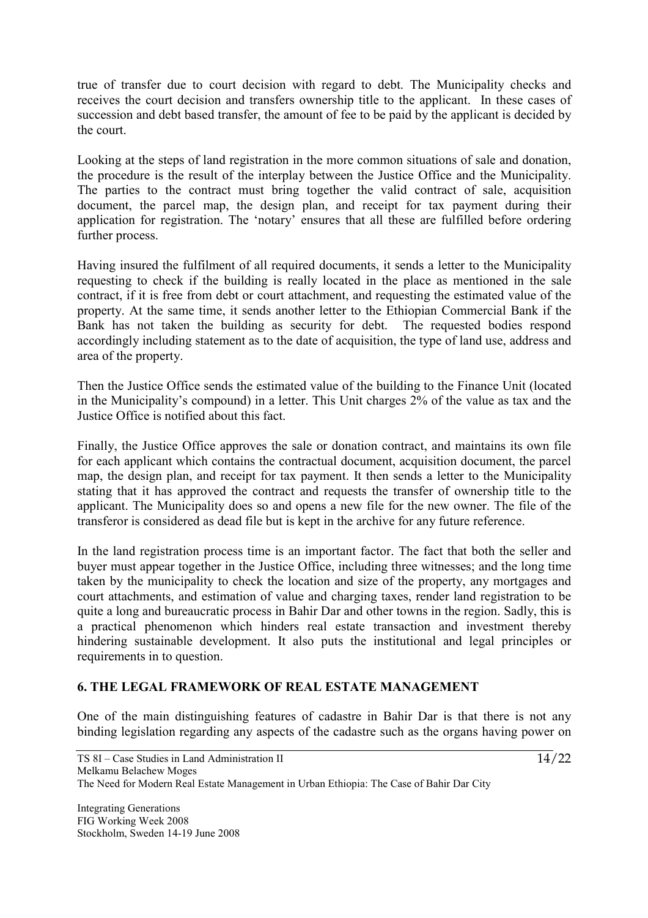true of transfer due to court decision with regard to debt. The Municipality checks and receives the court decision and transfers ownership title to the applicant. In these cases of succession and debt based transfer, the amount of fee to be paid by the applicant is decided by the court.

Looking at the steps of land registration in the more common situations of sale and donation, the procedure is the result of the interplay between the Justice Office and the Municipality. The parties to the contract must bring together the valid contract of sale, acquisition document, the parcel map, the design plan, and receipt for tax payment during their application for registration. The 'notary' ensures that all these are fulfilled before ordering further process.

Having insured the fulfilment of all required documents, it sends a letter to the Municipality requesting to check if the building is really located in the place as mentioned in the sale contract, if it is free from debt or court attachment, and requesting the estimated value of the property. At the same time, it sends another letter to the Ethiopian Commercial Bank if the Bank has not taken the building as security for debt. The requested bodies respond accordingly including statement as to the date of acquisition, the type of land use, address and area of the property.

Then the Justice Office sends the estimated value of the building to the Finance Unit (located in the Municipality's compound) in a letter. This Unit charges 2% of the value as tax and the Justice Office is notified about this fact.

Finally, the Justice Office approves the sale or donation contract, and maintains its own file for each applicant which contains the contractual document, acquisition document, the parcel map, the design plan, and receipt for tax payment. It then sends a letter to the Municipality stating that it has approved the contract and requests the transfer of ownership title to the applicant. The Municipality does so and opens a new file for the new owner. The file of the transferor is considered as dead file but is kept in the archive for any future reference.

In the land registration process time is an important factor. The fact that both the seller and buyer must appear together in the Justice Office, including three witnesses; and the long time taken by the municipality to check the location and size of the property, any mortgages and court attachments, and estimation of value and charging taxes, render land registration to be quite a long and bureaucratic process in Bahir Dar and other towns in the region. Sadly, this is a practical phenomenon which hinders real estate transaction and investment thereby hindering sustainable development. It also puts the institutional and legal principles or requirements in to question.

## 6. THE LEGAL FRAMEWORK OF REAL ESTATE MANAGEMENT

One of the main distinguishing features of cadastre in Bahir Dar is that there is not any binding legislation regarding any aspects of the cadastre such as the organs having power on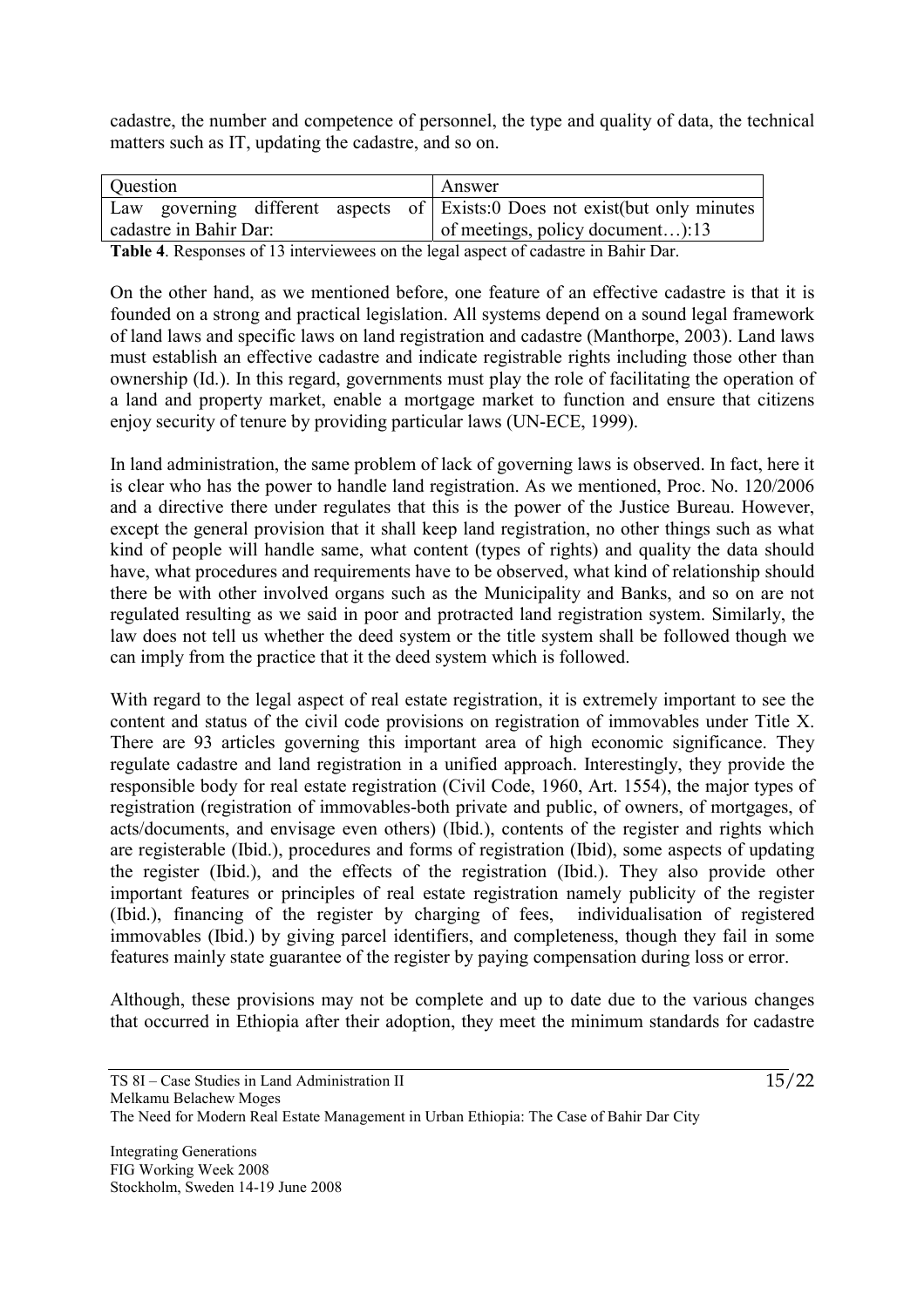cadastre, the number and competence of personnel, the type and quality of data, the technical matters such as IT, updating the cadastre, and so on.

| Question | Answer |
| --- | --- |
| Law governing different aspects of cadastre in Bahir Dar: | Exists:0 Does not exist(but only minutes of meetings, policy document…):13 |

**Table 4**. Responses of 13 interviewees on the legal aspect of cadastre in Bahir Dar.

On the other hand, as we mentioned before, one feature of an effective cadastre is that it is founded on a strong and practical legislation. All systems depend on a sound legal framework of land laws and specific laws on land registration and cadastre (Manthorpe, 2003). Land laws must establish an effective cadastre and indicate registrable rights including those other than ownership (Id.). In this regard, governments must play the role of facilitating the operation of a land and property market, enable a mortgage market to function and ensure that citizens enjoy security of tenure by providing particular laws (UN-ECE, 1999).

In land administration, the same problem of lack of governing laws is observed. In fact, here it is clear who has the power to handle land registration. As we mentioned, Proc. No. 120/2006 and a directive there under regulates that this is the power of the Justice Bureau. However, except the general provision that it shall keep land registration, no other things such as what kind of people will handle same, what content (types of rights) and quality the data should have, what procedures and requirements have to be observed, what kind of relationship should there be with other involved organs such as the Municipality and Banks, and so on are not regulated resulting as we said in poor and protracted land registration system. Similarly, the law does not tell us whether the deed system or the title system shall be followed though we can imply from the practice that it the deed system which is followed.

With regard to the legal aspect of real estate registration, it is extremely important to see the content and status of the civil code provisions on registration of immovables under Title X. There are 93 articles governing this important area of high economic significance. They regulate cadastre and land registration in a unified approach. Interestingly, they provide the responsible body for real estate registration (Civil Code, 1960, Art. 1554), the major types of registration (registration of immovables-both private and public, of owners, of mortgages, of acts/documents, and envisage even others) (Ibid.), contents of the register and rights which are registerable (Ibid.), procedures and forms of registration (Ibid), some aspects of updating the register (Ibid.), and the effects of the registration (Ibid.). They also provide other important features or principles of real estate registration namely publicity of the register (Ibid.), financing of the register by charging of fees, individualisation of registered immovables (Ibid.) by giving parcel identifiers, and completeness, though they fail in some features mainly state guarantee of the register by paying compensation during loss or error.

Although, these provisions may not be complete and up to date due to the various changes that occurred in Ethiopia after their adoption, they meet the minimum standards for cadastre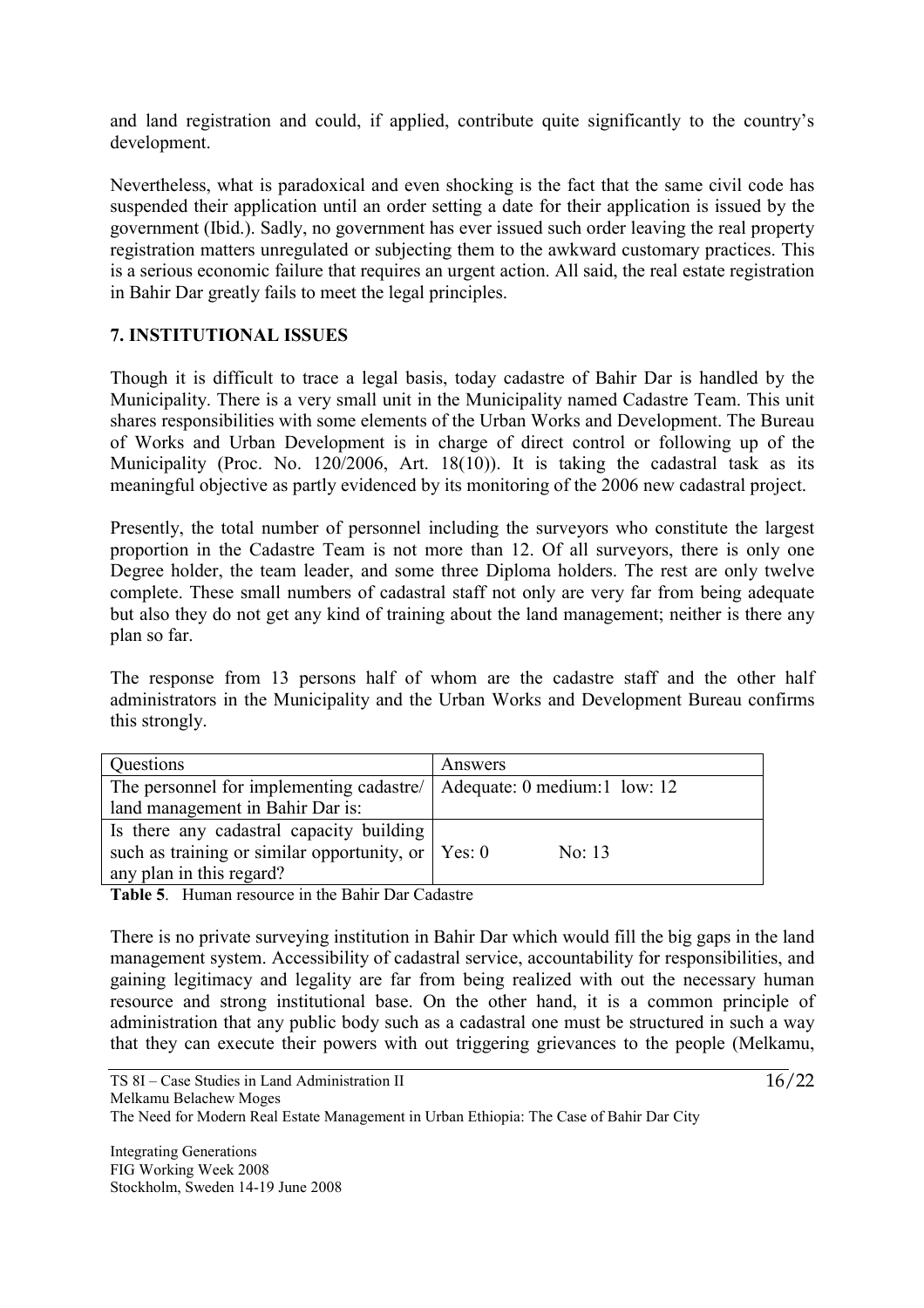and land registration and could, if applied, contribute quite significantly to the country's development.

Nevertheless, what is paradoxical and even shocking is the fact that the same civil code has suspended their application until an order setting a date for their application is issued by the government (Ibid.). Sadly, no government has ever issued such order leaving the real property registration matters unregulated or subjecting them to the awkward customary practices. This is a serious economic failure that requires an urgent action. All said, the real estate registration in Bahir Dar greatly fails to meet the legal principles.

## 7. INSTITUTIONAL ISSUES

Though it is difficult to trace a legal basis, today cadastre of Bahir Dar is handled by the Municipality. There is a very small unit in the Municipality named Cadastre Team. This unit shares responsibilities with some elements of the Urban Works and Development. The Bureau of Works and Urban Development is in charge of direct control or following up of the Municipality (Proc. No. 120/2006, Art. 18(10)). It is taking the cadastral task as its meaningful objective as partly evidenced by its monitoring of the 2006 new cadastral project.

Presently, the total number of personnel including the surveyors who constitute the largest proportion in the Cadastre Team is not more than 12. Of all surveyors, there is only one Degree holder, the team leader, and some three Diploma holders. The rest are only twelve complete. These small numbers of cadastral staff not only are very far from being adequate but also they do not get any kind of training about the land management; neither is there any plan so far.

The response from 13 persons half of whom are the cadastre staff and the other half administrators in the Municipality and the Urban Works and Development Bureau confirms this strongly.

| Questions | Answers |
|---|---|
| The personnel for implementing cadastre/ land management in Bahir Dar is: | Adequate: 0 medium:1 low: 12 |
| Is there any cadastral capacity building such as training or similar opportunity, or any plan in this regard? | Yes: 0 No: 13 |

**Table 5**. Human resource in the Bahir Dar Cadastre

There is no private surveying institution in Bahir Dar which would fill the big gaps in the land management system. Accessibility of cadastral service, accountability for responsibilities, and gaining legitimacy and legality are far from being realized with out the necessary human resource and strong institutional base. On the other hand, it is a common principle of administration that any public body such as a cadastral one must be structured in such a way that they can execute their powers with out triggering grievances to the people (Melkamu,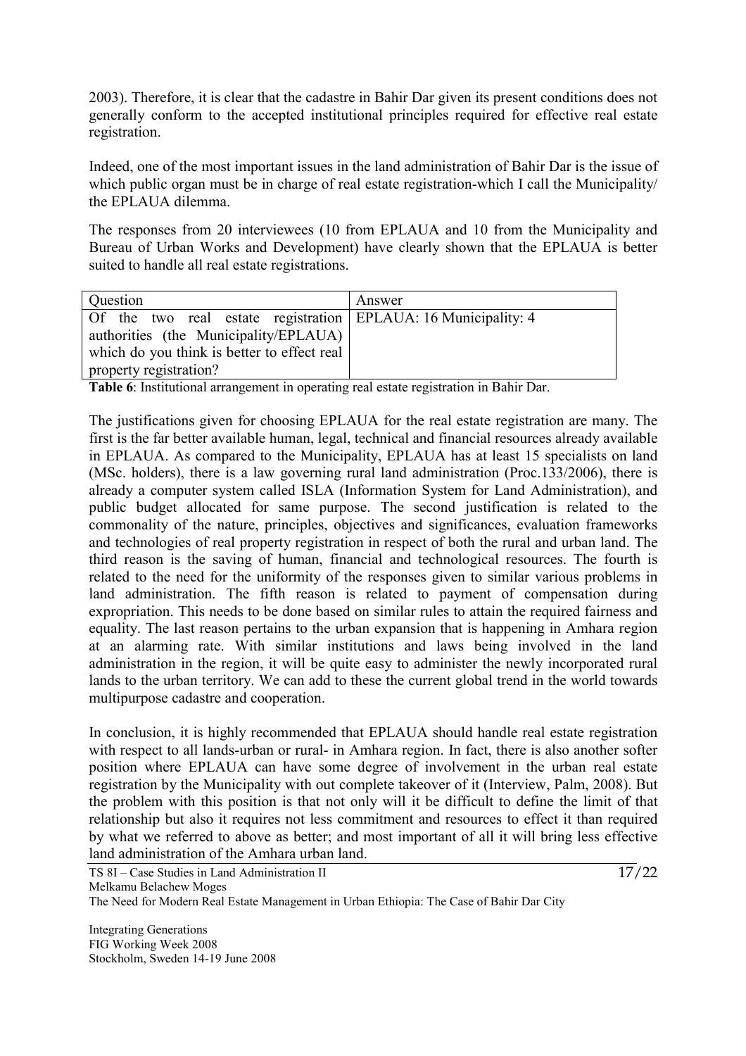2003). Therefore, it is clear that the cadastre in Bahir Dar given its present conditions does not generally conform to the accepted institutional principles required for effective real estate registration.

Indeed, one of the most important issues in the land administration of Bahir Dar is the issue of which public organ must be in charge of real estate registration-which I call the Municipality/ the EPLAUA dilemma.

The responses from 20 interviewees (10 from EPLAUA and 10 from the Municipality and Bureau of Urban Works and Development) have clearly shown that the EPLAUA is better suited to handle all real estate registrations.

| Question | Answer |
| --- | --- |
| Of the two real estate registration authorities (the Municipality/EPLAUA) which do you think is better to effect real property registration? | EPLAUA: 16 Municipality: 4 |

**Table 6**: Institutional arrangement in operating real estate registration in Bahir Dar.

The justifications given for choosing EPLAUA for the real estate registration are many. The first is the far better available human, legal, technical and financial resources already available in EPLAUA. As compared to the Municipality, EPLAUA has at least 15 specialists on land (MSc. holders), there is a law governing rural land administration (Proc.133/2006), there is already a computer system called ISLA (Information System for Land Administration), and public budget allocated for same purpose. The second justification is related to the commonality of the nature, principles, objectives and significances, evaluation frameworks and technologies of real property registration in respect of both the rural and urban land. The third reason is the saving of human, financial and technological resources. The fourth is related to the need for the uniformity of the responses given to similar various problems in land administration. The fifth reason is related to payment of compensation during expropriation. This needs to be done based on similar rules to attain the required fairness and equality. The last reason pertains to the urban expansion that is happening in Amhara region at an alarming rate. With similar institutions and laws being involved in the land administration in the region, it will be quite easy to administer the newly incorporated rural lands to the urban territory. We can add to these the current global trend in the world towards multipurpose cadastre and cooperation.

In conclusion, it is highly recommended that EPLAUA should handle real estate registration with respect to all lands-urban or rural- in Amhara region. In fact, there is also another softer position where EPLAUA can have some degree of involvement in the urban real estate registration by the Municipality with out complete takeover of it (Interview, Palm, 2008). But the problem with this position is that not only will it be difficult to define the limit of that relationship but also it requires not less commitment and resources to effect it than required by what we referred to above as better; and most important of all it will bring less effective land administration of the Amhara urban land.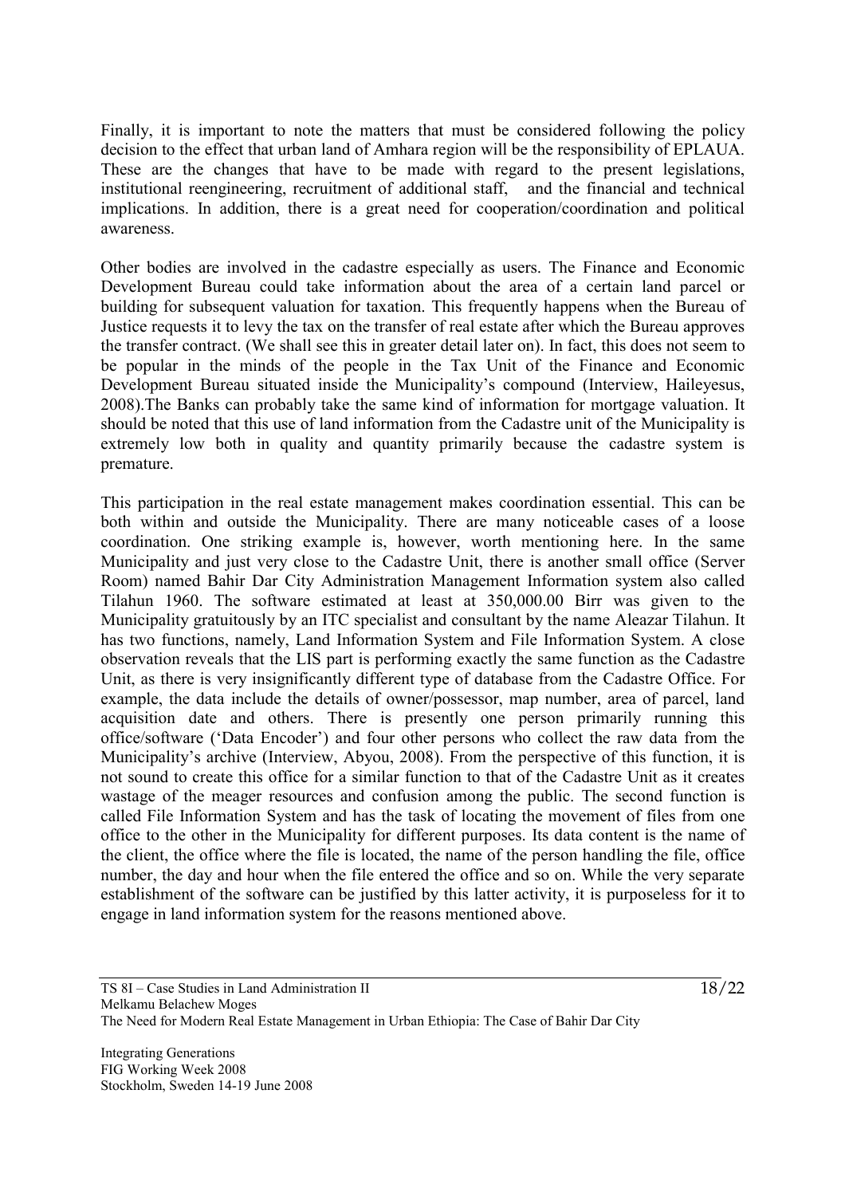Finally, it is important to note the matters that must be considered following the policy decision to the effect that urban land of Amhara region will be the responsibility of EPLAUA. These are the changes that have to be made with regard to the present legislations, institutional reengineering, recruitment of additional staff, and the financial and technical implications. In addition, there is a great need for cooperation/coordination and political awareness.

Other bodies are involved in the cadastre especially as users. The Finance and Economic Development Bureau could take information about the area of a certain land parcel or building for subsequent valuation for taxation. This frequently happens when the Bureau of Justice requests it to levy the tax on the transfer of real estate after which the Bureau approves the transfer contract. (We shall see this in greater detail later on). In fact, this does not seem to be popular in the minds of the people in the Tax Unit of the Finance and Economic Development Bureau situated inside the Municipality's compound (Interview, Haileyesus, 2008).The Banks can probably take the same kind of information for mortgage valuation. It should be noted that this use of land information from the Cadastre unit of the Municipality is extremely low both in quality and quantity primarily because the cadastre system is premature.

This participation in the real estate management makes coordination essential. This can be both within and outside the Municipality. There are many noticeable cases of a loose coordination. One striking example is, however, worth mentioning here. In the same Municipality and just very close to the Cadastre Unit, there is another small office (Server Room) named Bahir Dar City Administration Management Information system also called Tilahun 1960. The software estimated at least at 350,000.00 Birr was given to the Municipality gratuitously by an ITC specialist and consultant by the name Aleazar Tilahun. It has two functions, namely, Land Information System and File Information System. A close observation reveals that the LIS part is performing exactly the same function as the Cadastre Unit, as there is very insignificantly different type of database from the Cadastre Office. For example, the data include the details of owner/possessor, map number, area of parcel, land acquisition date and others. There is presently one person primarily running this office/software ('Data Encoder') and four other persons who collect the raw data from the Municipality's archive (Interview, Abyou, 2008). From the perspective of this function, it is not sound to create this office for a similar function to that of the Cadastre Unit as it creates wastage of the meager resources and confusion among the public. The second function is called File Information System and has the task of locating the movement of files from one office to the other in the Municipality for different purposes. Its data content is the name of the client, the office where the file is located, the name of the person handling the file, office number, the day and hour when the file entered the office and so on. While the very separate establishment of the software can be justified by this latter activity, it is purposeless for it to engage in land information system for the reasons mentioned above.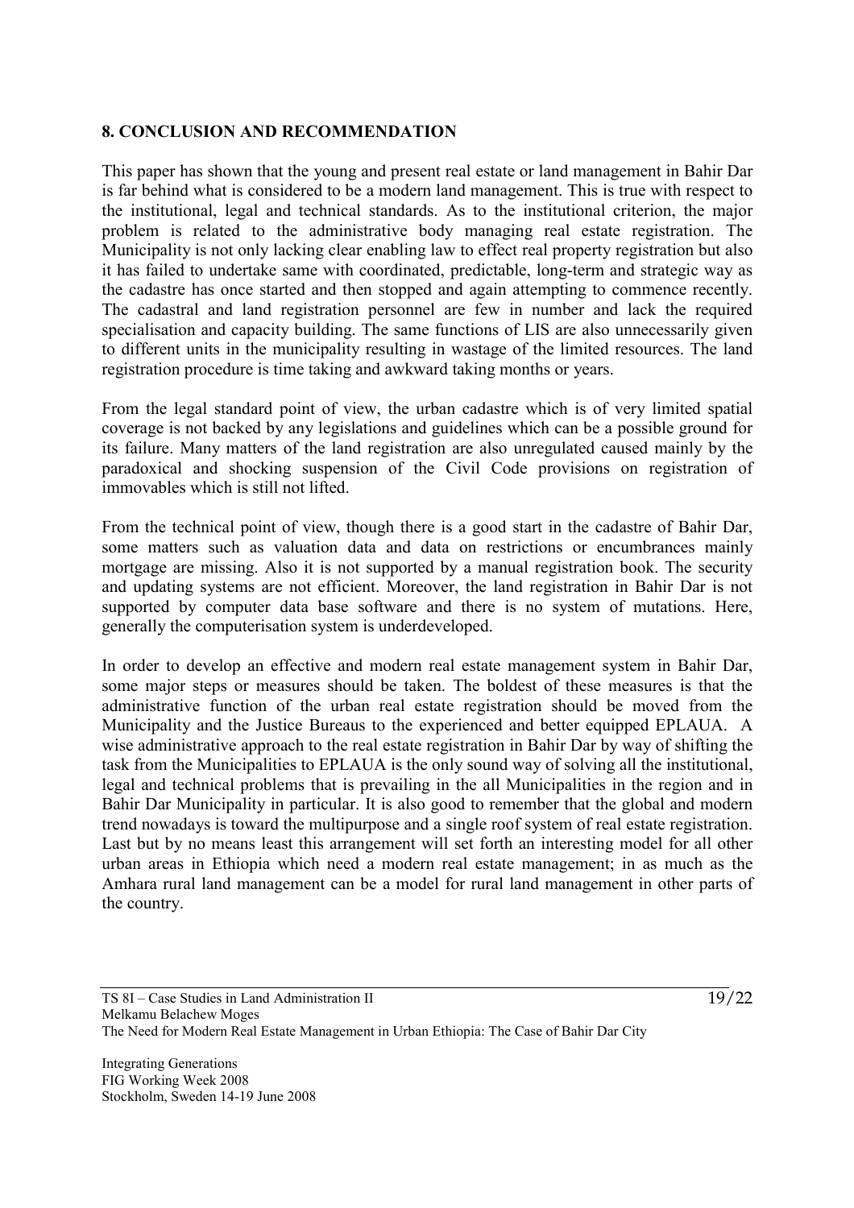## 8. CONCLUSION AND RECOMMENDATION

This paper has shown that the young and present real estate or land management in Bahir Dar is far behind what is considered to be a modern land management. This is true with respect to the institutional, legal and technical standards. As to the institutional criterion, the major problem is related to the administrative body managing real estate registration. The Municipality is not only lacking clear enabling law to effect real property registration but also it has failed to undertake same with coordinated, predictable, long-term and strategic way as the cadastre has once started and then stopped and again attempting to commence recently. The cadastral and land registration personnel are few in number and lack the required specialisation and capacity building. The same functions of LIS are also unnecessarily given to different units in the municipality resulting in wastage of the limited resources. The land registration procedure is time taking and awkward taking months or years.

From the legal standard point of view, the urban cadastre which is of very limited spatial coverage is not backed by any legislations and guidelines which can be a possible ground for its failure. Many matters of the land registration are also unregulated caused mainly by the paradoxical and shocking suspension of the Civil Code provisions on registration of immovables which is still not lifted.

From the technical point of view, though there is a good start in the cadastre of Bahir Dar, some matters such as valuation data and data on restrictions or encumbrances mainly mortgage are missing. Also it is not supported by a manual registration book. The security and updating systems are not efficient. Moreover, the land registration in Bahir Dar is not supported by computer data base software and there is no system of mutations. Here, generally the computerisation system is underdeveloped.

In order to develop an effective and modern real estate management system in Bahir Dar, some major steps or measures should be taken. The boldest of these measures is that the administrative function of the urban real estate registration should be moved from the Municipality and the Justice Bureaus to the experienced and better equipped EPLAUA. A wise administrative approach to the real estate registration in Bahir Dar by way of shifting the task from the Municipalities to EPLAUA is the only sound way of solving all the institutional, legal and technical problems that is prevailing in the all Municipalities in the region and in Bahir Dar Municipality in particular. It is also good to remember that the global and modern trend nowadays is toward the multipurpose and a single roof system of real estate registration. Last but by no means least this arrangement will set forth an interesting model for all other urban areas in Ethiopia which need a modern real estate management; in as much as the Amhara rural land management can be a model for rural land management in other parts of the country.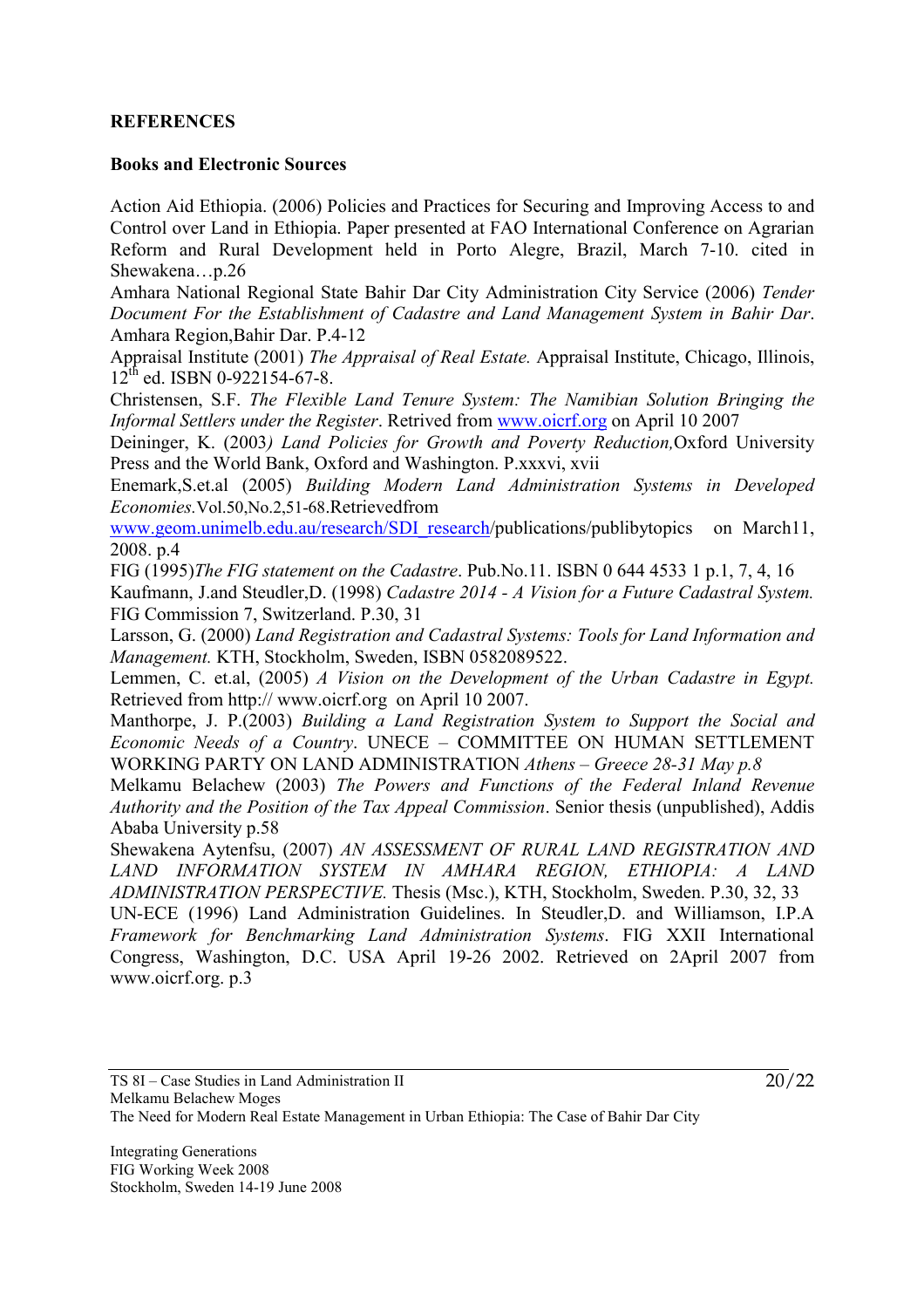## REFERENCES

### Books and Electronic Sources

Action Aid Ethiopia. (2006) Policies and Practices for Securing and Improving Access to and Control over Land in Ethiopia. Paper presented at FAO International Conference on Agrarian Reform and Rural Development held in Porto Alegre, Brazil, March 7-10. cited in Shewakena…p.26

Amhara National Regional State Bahir Dar City Administration City Service (2006) *Tender Document For the Establishment of Cadastre and Land Management System in Bahir Dar*. Amhara Region,Bahir Dar. P.4-12

Appraisal Institute (2001) *The Appraisal of Real Estate.* Appraisal Institute, Chicago, Illinois, 12th ed. ISBN 0-922154-67-8.

Christensen, S.F. *The Flexible Land Tenure System: The Namibian Solution Bringing the Informal Settlers under the Register*. Retrived from www.oicrf.org on April 10 2007

Deininger, K. (2003*) Land Policies for Growth and Poverty Reduction,*Oxford University Press and the World Bank, Oxford and Washington. P.xxxvi, xvii

Enemark,S.et.al (2005) *Building Modern Land Administration Systems in Developed Economies*.Vol.50,No.2,51-68.Retrievedfrom www.geom.unimelb.edu.au/research/SDI_research/publications/publibytopics on March11, 2008. p.4

FIG (1995)*The FIG statement on the Cadastre*. Pub.No.11. ISBN 0 644 4533 1 p.1, 7, 4, 16

Kaufmann, J.and Steudler,D. (1998) *Cadastre 2014 - A Vision for a Future Cadastral System.* FIG Commission 7, Switzerland. P.30, 31

Larsson, G. (2000) *Land Registration and Cadastral Systems: Tools for Land Information and Management.* KTH, Stockholm, Sweden, ISBN 0582089522.

Lemmen, C. et.al, (2005) *A Vision on the Development of the Urban Cadastre in Egypt.* Retrieved from http:// www.oicrf.org on April 10 2007.

Manthorpe, J. P.(2003) *Building a Land Registration System to Support the Social and Economic Needs of a Country*. UNECE – COMMITTEE ON HUMAN SETTLEMENT WORKING PARTY ON LAND ADMINISTRATION *Athens – Greece 28-31 May p.8*

Melkamu Belachew (2003) *The Powers and Functions of the Federal Inland Revenue Authority and the Position of the Tax Appeal Commission*. Senior thesis (unpublished), Addis Ababa University p.58

Shewakena Aytenfsu, (2007) *AN ASSESSMENT OF RURAL LAND REGISTRATION AND LAND INFORMATION SYSTEM IN AMHARA REGION, ETHIOPIA: A LAND ADMINISTRATION PERSPECTIVE.* Thesis (Msc.), KTH, Stockholm, Sweden. P.30, 32, 33

UN-ECE (1996) Land Administration Guidelines. In Steudler,D. and Williamson, I.P.A *Framework for Benchmarking Land Administration Systems*. FIG XXII International Congress, Washington, D.C. USA April 19-26 2002. Retrieved on 2April 2007 from www.oicrf.org. p.3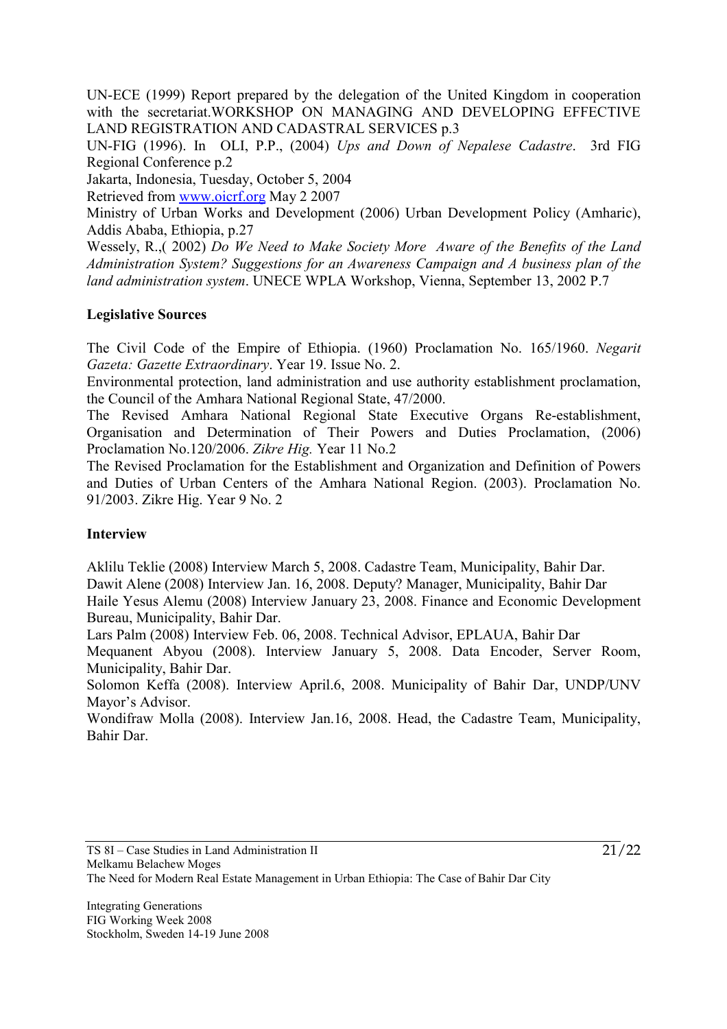UN-ECE (1999) Report prepared by the delegation of the United Kingdom in cooperation with the secretariat.WORKSHOP ON MANAGING AND DEVELOPING EFFECTIVE LAND REGISTRATION AND CADASTRAL SERVICES p.3

UN-FIG (1996). In OLI, P.P., (2004) *Ups and Down of Nepalese Cadastre*. 3rd FIG Regional Conference p.2

Jakarta, Indonesia, Tuesday, October 5, 2004

Retrieved from [www.oicrf.org](www.oicrf.org) May 2 2007

Ministry of Urban Works and Development (2006) Urban Development Policy (Amharic), Addis Ababa, Ethiopia, p.27

Wessely, R.,( 2002) *Do We Need to Make Society More Aware of the Benefits of the Land Administration System? Suggestions for an Awareness Campaign and A business plan of the land administration system*. UNECE WPLA Workshop, Vienna, September 13, 2002 P.7

**Legislative Sources**

The Civil Code of the Empire of Ethiopia. (1960) Proclamation No. 165/1960. *Negarit Gazeta: Gazette Extraordinary*. Year 19. Issue No. 2.

Environmental protection, land administration and use authority establishment proclamation, the Council of the Amhara National Regional State, 47/2000.

The Revised Amhara National Regional State Executive Organs Re-establishment, Organisation and Determination of Their Powers and Duties Proclamation, (2006) Proclamation No.120/2006. *Zikre Hig.* Year 11 No.2

The Revised Proclamation for the Establishment and Organization and Definition of Powers and Duties of Urban Centers of the Amhara National Region. (2003). Proclamation No. 91/2003. Zikre Hig. Year 9 No. 2

**Interview**

Aklilu Teklie (2008) Interview March 5, 2008. Cadastre Team, Municipality, Bahir Dar.

Dawit Alene (2008) Interview Jan. 16, 2008. Deputy? Manager, Municipality, Bahir Dar

Haile Yesus Alemu (2008) Interview January 23, 2008. Finance and Economic Development Bureau, Municipality, Bahir Dar.

Lars Palm (2008) Interview Feb. 06, 2008. Technical Advisor, EPLAUA, Bahir Dar

Mequanent Abyou (2008). Interview January 5, 2008. Data Encoder, Server Room, Municipality, Bahir Dar.

Solomon Keffa (2008). Interview April.6, 2008. Municipality of Bahir Dar, UNDP/UNV Mayor's Advisor.

Wondifraw Molla (2008). Interview Jan.16, 2008. Head, the Cadastre Team, Municipality, Bahir Dar.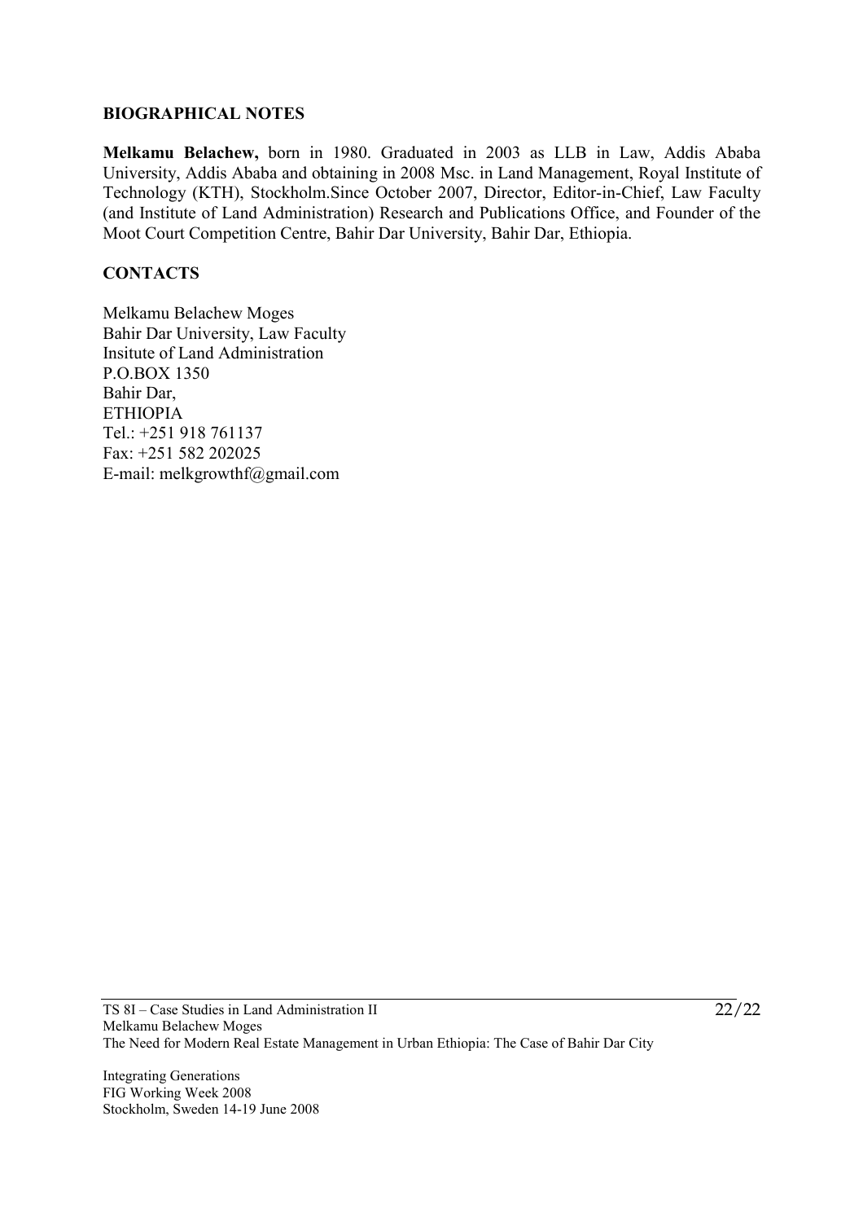## BIOGRAPHICAL NOTES

**Melkamu Belachew,** born in 1980. Graduated in 2003 as LLB in Law, Addis Ababa University, Addis Ababa and obtaining in 2008 Msc. in Land Management, Royal Institute of Technology (KTH), Stockholm.Since October 2007, Director, Editor-in-Chief, Law Faculty (and Institute of Land Administration) Research and Publications Office, and Founder of the Moot Court Competition Centre, Bahir Dar University, Bahir Dar, Ethiopia.

## CONTACTS

Melkamu Belachew Moges
Bahir Dar University, Law Faculty
Insitute of Land Administration
P.O.BOX 1350
Bahir Dar,
ETHIOPIA
Tel.: +251 918 761137
Fax: +251 582 202025
E-mail: melkgrowthf@gmail.com